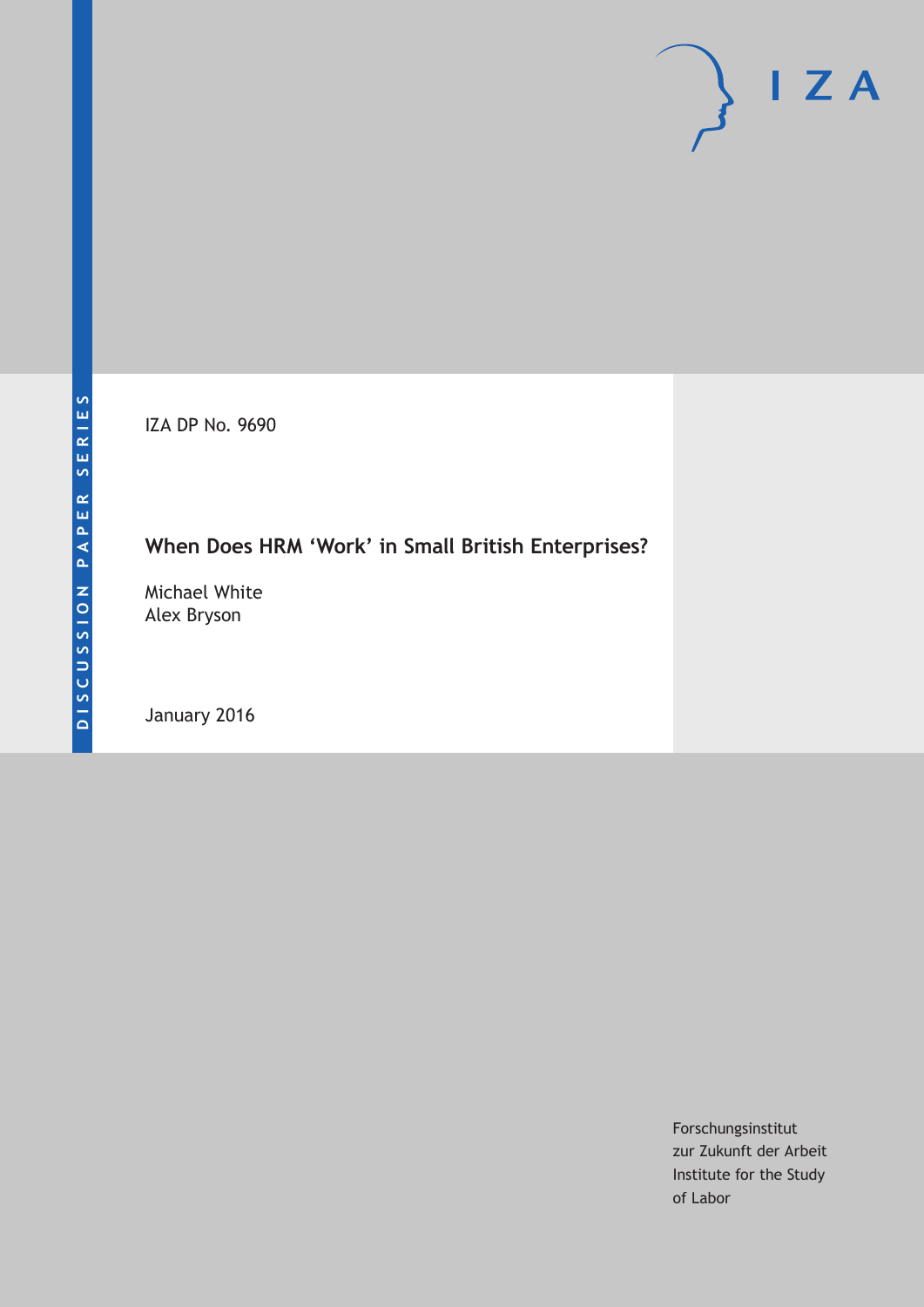DISCUSSION PAPER SERIES

IZA DP No. 9690

# When Does HRM 'Work' in Small British Enterprises?

Michael White
Alex Bryson

January 2016

Forschungsinstitut
zur Zukunft der Arbeit
Institute for the Study
of Labor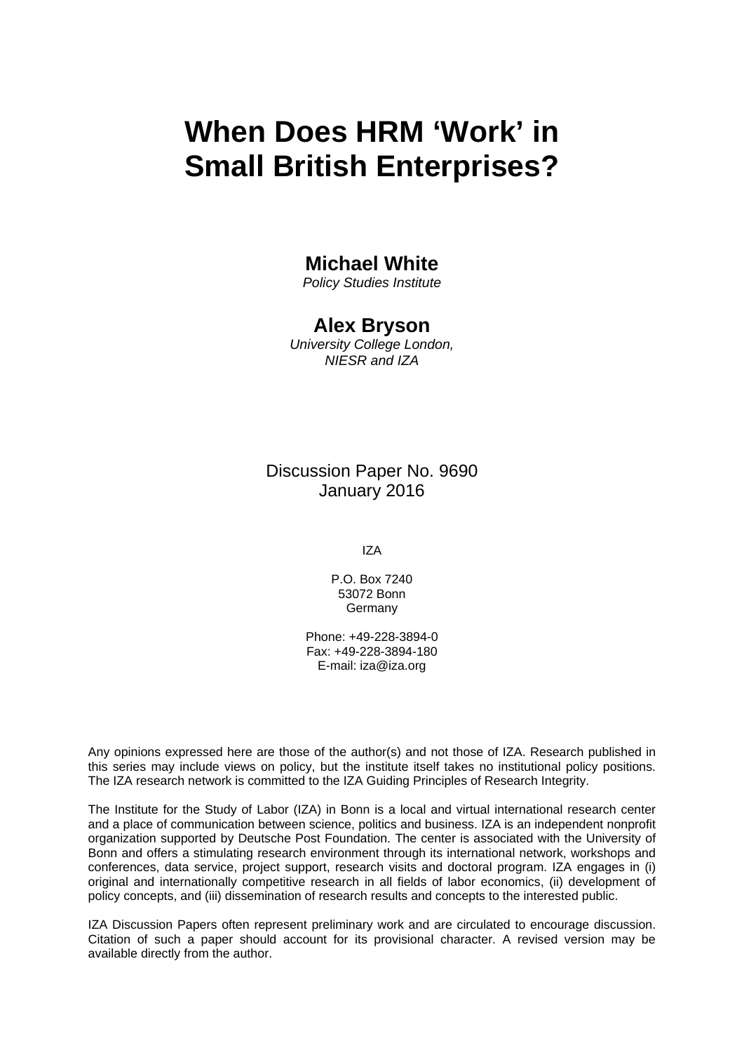# When Does HRM 'Work' in Small British Enterprises?

**Michael White**
*Policy Studies Institute*

**Alex Bryson**
*University College London, NIESR and IZA*

Discussion Paper No. 9690
January 2016

IZA

P.O. Box 7240
53072 Bonn
Germany

Phone: +49-228-3894-0
Fax: +49-228-3894-180
E-mail: iza@iza.org

Any opinions expressed here are those of the author(s) and not those of IZA. Research published in this series may include views on policy, but the institute itself takes no institutional policy positions. The IZA research network is committed to the IZA Guiding Principles of Research Integrity.

The Institute for the Study of Labor (IZA) in Bonn is a local and virtual international research center and a place of communication between science, politics and business. IZA is an independent nonprofit organization supported by Deutsche Post Foundation. The center is associated with the University of Bonn and offers a stimulating research environment through its international network, workshops and conferences, data service, project support, research visits and doctoral program. IZA engages in (i) original and internationally competitive research in all fields of labor economics, (ii) development of policy concepts, and (iii) dissemination of research results and concepts to the interested public.

IZA Discussion Papers often represent preliminary work and are circulated to encourage discussion. Citation of such a paper should account for its provisional character. A revised version may be available directly from the author.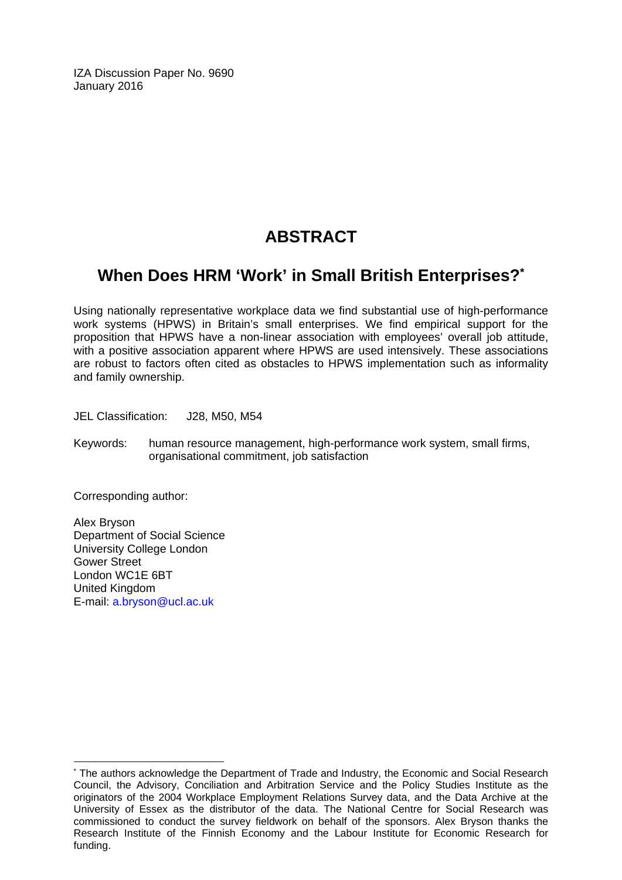IZA Discussion Paper No. 9690
January 2016

# ABSTRACT

## When Does HRM 'Work' in Small British Enterprises?*

Using nationally representative workplace data we find substantial use of high-performance work systems (HPWS) in Britain's small enterprises. We find empirical support for the proposition that HPWS have a non-linear association with employees' overall job attitude, with a positive association apparent where HPWS are used intensively. These associations are robust to factors often cited as obstacles to HPWS implementation such as informality and family ownership.

JEL Classification: J28, M50, M54

Keywords: human resource management, high-performance work system, small firms, organisational commitment, job satisfaction

Corresponding author:

Alex Bryson
Department of Social Science
University College London
Gower Street
London WC1E 6BT
United Kingdom
E-mail: a.bryson@ucl.ac.uk

---

* The authors acknowledge the Department of Trade and Industry, the Economic and Social Research Council, the Advisory, Conciliation and Arbitration Service and the Policy Studies Institute as the originators of the 2004 Workplace Employment Relations Survey data, and the Data Archive at the University of Essex as the distributor of the data. The National Centre for Social Research was commissioned to conduct the survey fieldwork on behalf of the sponsors. Alex Bryson thanks the Research Institute of the Finnish Economy and the Labour Institute for Economic Research for funding.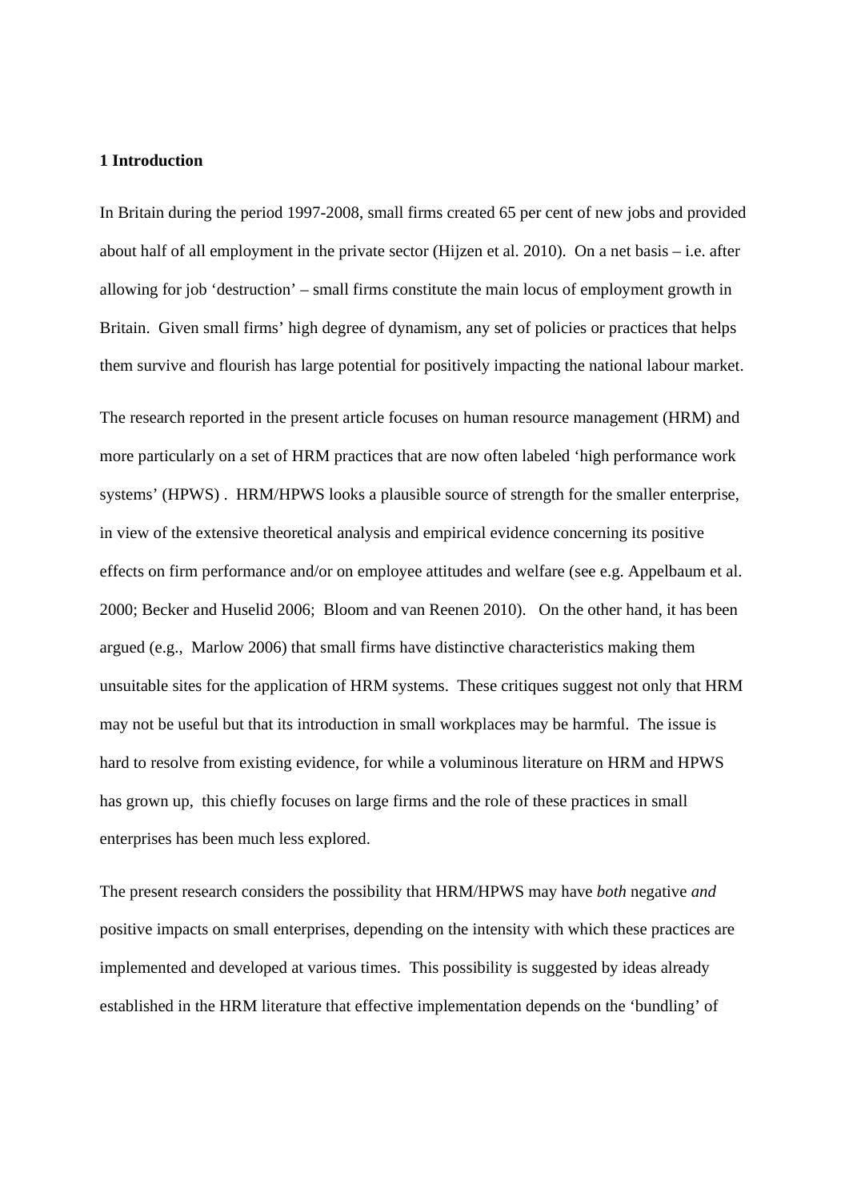**1 Introduction**

In Britain during the period 1997-2008, small firms created 65 per cent of new jobs and provided about half of all employment in the private sector (Hijzen et al. 2010). On a net basis – i.e. after allowing for job 'destruction' – small firms constitute the main locus of employment growth in Britain. Given small firms' high degree of dynamism, any set of policies or practices that helps them survive and flourish has large potential for positively impacting the national labour market.

The research reported in the present article focuses on human resource management (HRM) and more particularly on a set of HRM practices that are now often labeled 'high performance work systems' (HPWS) . HRM/HPWS looks a plausible source of strength for the smaller enterprise, in view of the extensive theoretical analysis and empirical evidence concerning its positive effects on firm performance and/or on employee attitudes and welfare (see e.g. Appelbaum et al. 2000; Becker and Huselid 2006; Bloom and van Reenen 2010). On the other hand, it has been argued (e.g., Marlow 2006) that small firms have distinctive characteristics making them unsuitable sites for the application of HRM systems. These critiques suggest not only that HRM may not be useful but that its introduction in small workplaces may be harmful. The issue is hard to resolve from existing evidence, for while a voluminous literature on HRM and HPWS has grown up, this chiefly focuses on large firms and the role of these practices in small enterprises has been much less explored.

The present research considers the possibility that HRM/HPWS may have *both* negative *and* positive impacts on small enterprises, depending on the intensity with which these practices are implemented and developed at various times. This possibility is suggested by ideas already established in the HRM literature that effective implementation depends on the 'bundling' of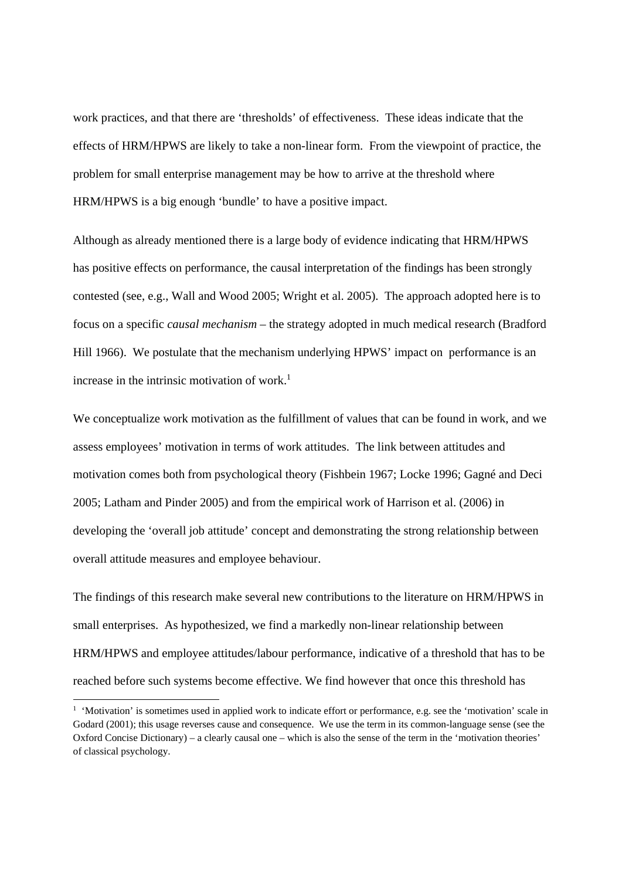work practices, and that there are 'thresholds' of effectiveness. These ideas indicate that the effects of HRM/HPWS are likely to take a non-linear form. From the viewpoint of practice, the problem for small enterprise management may be how to arrive at the threshold where HRM/HPWS is a big enough 'bundle' to have a positive impact.

Although as already mentioned there is a large body of evidence indicating that HRM/HPWS has positive effects on performance, the causal interpretation of the findings has been strongly contested (see, e.g., Wall and Wood 2005; Wright et al. 2005). The approach adopted here is to focus on a specific *causal mechanism* – the strategy adopted in much medical research (Bradford Hill 1966). We postulate that the mechanism underlying HPWS' impact on performance is an increase in the intrinsic motivation of work.[1]

We conceptualize work motivation as the fulfillment of values that can be found in work, and we assess employees' motivation in terms of work attitudes. The link between attitudes and motivation comes both from psychological theory (Fishbein 1967; Locke 1996; Gagné and Deci 2005; Latham and Pinder 2005) and from the empirical work of Harrison et al. (2006) in developing the 'overall job attitude' concept and demonstrating the strong relationship between overall attitude measures and employee behaviour.

The findings of this research make several new contributions to the literature on HRM/HPWS in small enterprises. As hypothesized, we find a markedly non-linear relationship between HRM/HPWS and employee attitudes/labour performance, indicative of a threshold that has to be reached before such systems become effective. We find however that once this threshold has

[1] 'Motivation' is sometimes used in applied work to indicate effort or performance, e.g. see the 'motivation' scale in Godard (2001); this usage reverses cause and consequence. We use the term in its common-language sense (see the Oxford Concise Dictionary) – a clearly causal one – which is also the sense of the term in the 'motivation theories' of classical psychology.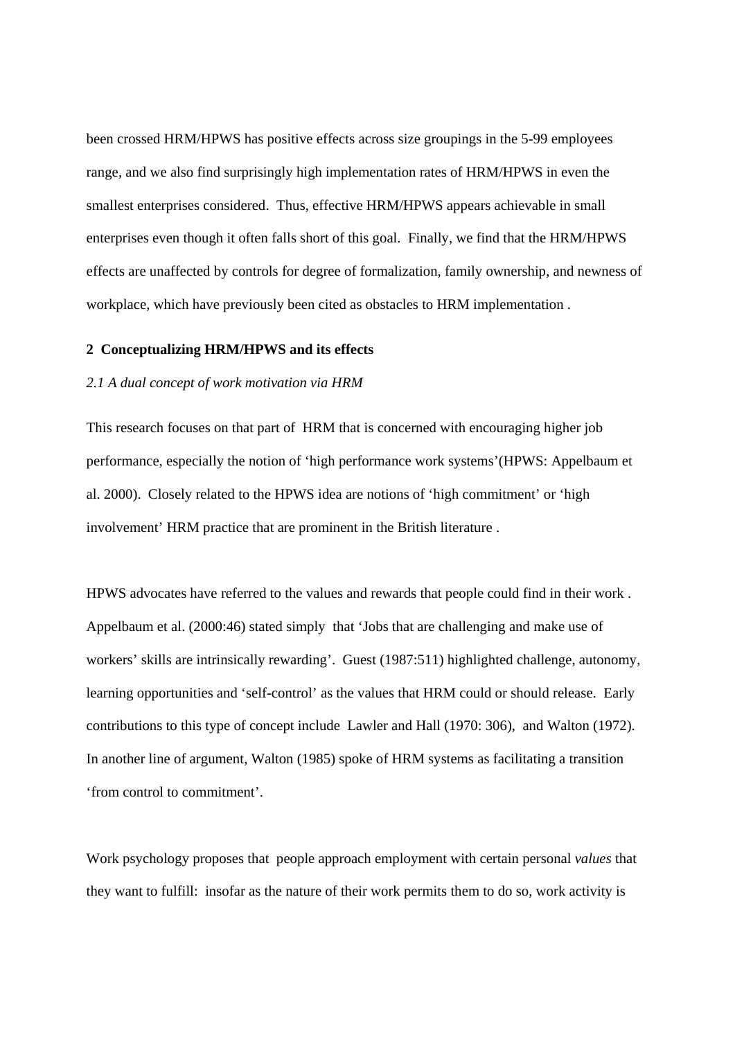been crossed HRM/HPWS has positive effects across size groupings in the 5-99 employees range, and we also find surprisingly high implementation rates of HRM/HPWS in even the smallest enterprises considered. Thus, effective HRM/HPWS appears achievable in small enterprises even though it often falls short of this goal. Finally, we find that the HRM/HPWS effects are unaffected by controls for degree of formalization, family ownership, and newness of workplace, which have previously been cited as obstacles to HRM implementation .

## 2 Conceptualizing HRM/HPWS and its effects

### *2.1 A dual concept of work motivation via HRM*

This research focuses on that part of HRM that is concerned with encouraging higher job performance, especially the notion of 'high performance work systems'(HPWS: Appelbaum et al. 2000). Closely related to the HPWS idea are notions of 'high commitment' or 'high involvement' HRM practice that are prominent in the British literature .

HPWS advocates have referred to the values and rewards that people could find in their work . Appelbaum et al. (2000:46) stated simply that 'Jobs that are challenging and make use of workers' skills are intrinsically rewarding'. Guest (1987:511) highlighted challenge, autonomy, learning opportunities and 'self-control' as the values that HRM could or should release. Early contributions to this type of concept include Lawler and Hall (1970: 306), and Walton (1972). In another line of argument, Walton (1985) spoke of HRM systems as facilitating a transition 'from control to commitment'.

Work psychology proposes that people approach employment with certain personal *values* that they want to fulfill: insofar as the nature of their work permits them to do so, work activity is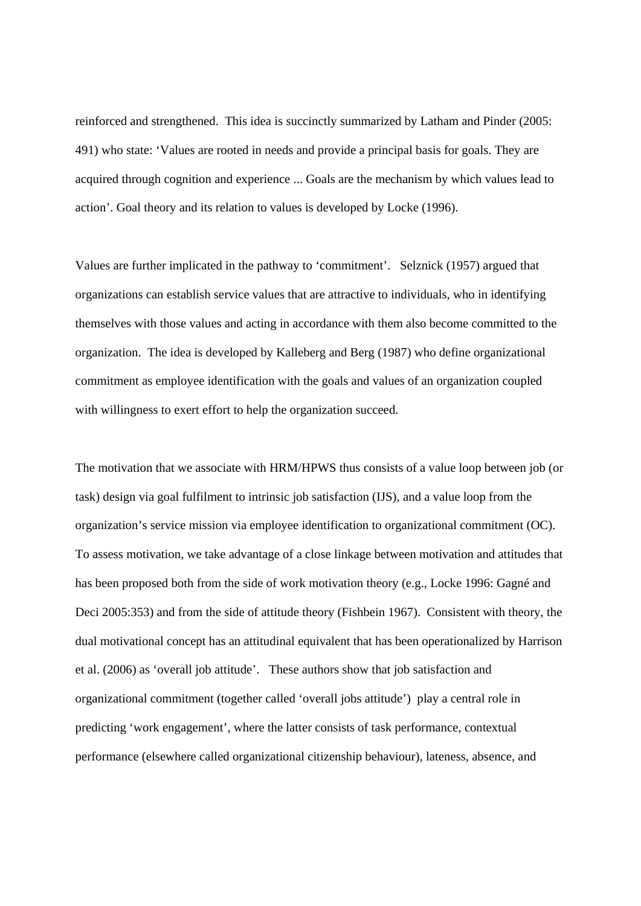reinforced and strengthened. This idea is succinctly summarized by Latham and Pinder (2005: 491) who state: 'Values are rooted in needs and provide a principal basis for goals. They are acquired through cognition and experience ... Goals are the mechanism by which values lead to action'. Goal theory and its relation to values is developed by Locke (1996).

Values are further implicated in the pathway to 'commitment'. Selznick (1957) argued that organizations can establish service values that are attractive to individuals, who in identifying themselves with those values and acting in accordance with them also become committed to the organization. The idea is developed by Kalleberg and Berg (1987) who define organizational commitment as employee identification with the goals and values of an organization coupled with willingness to exert effort to help the organization succeed.

The motivation that we associate with HRM/HPWS thus consists of a value loop between job (or task) design via goal fulfilment to intrinsic job satisfaction (IJS), and a value loop from the organization's service mission via employee identification to organizational commitment (OC). To assess motivation, we take advantage of a close linkage between motivation and attitudes that has been proposed both from the side of work motivation theory (e.g., Locke 1996: Gagné and Deci 2005:353) and from the side of attitude theory (Fishbein 1967). Consistent with theory, the dual motivational concept has an attitudinal equivalent that has been operationalized by Harrison et al. (2006) as 'overall job attitude'. These authors show that job satisfaction and organizational commitment (together called 'overall jobs attitude') play a central role in predicting 'work engagement', where the latter consists of task performance, contextual performance (elsewhere called organizational citizenship behaviour), lateness, absence, and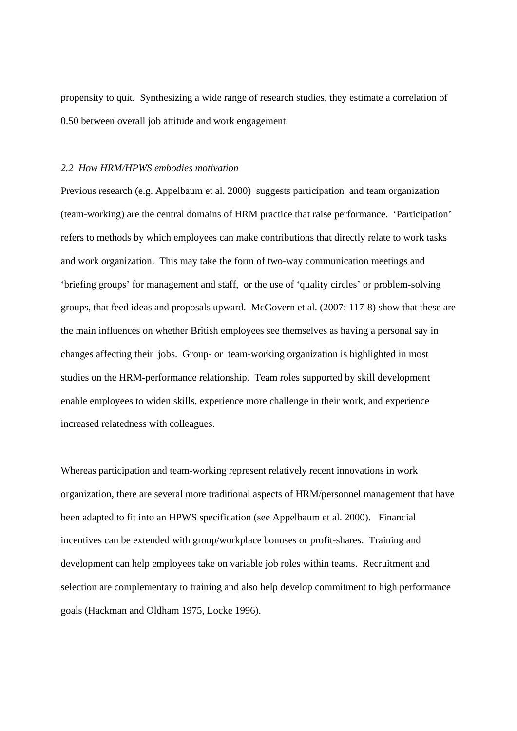propensity to quit. Synthesizing a wide range of research studies, they estimate a correlation of 0.50 between overall job attitude and work engagement.

### *2.2 How HRM/HPWS embodies motivation*

Previous research (e.g. Appelbaum et al. 2000) suggests participation and team organization (team-working) are the central domains of HRM practice that raise performance. 'Participation' refers to methods by which employees can make contributions that directly relate to work tasks and work organization. This may take the form of two-way communication meetings and 'briefing groups' for management and staff, or the use of 'quality circles' or problem-solving groups, that feed ideas and proposals upward. McGovern et al. (2007: 117-8) show that these are the main influences on whether British employees see themselves as having a personal say in changes affecting their jobs. Group- or team-working organization is highlighted in most studies on the HRM-performance relationship. Team roles supported by skill development enable employees to widen skills, experience more challenge in their work, and experience increased relatedness with colleagues.

Whereas participation and team-working represent relatively recent innovations in work organization, there are several more traditional aspects of HRM/personnel management that have been adapted to fit into an HPWS specification (see Appelbaum et al. 2000). Financial incentives can be extended with group/workplace bonuses or profit-shares. Training and development can help employees take on variable job roles within teams. Recruitment and selection are complementary to training and also help develop commitment to high performance goals (Hackman and Oldham 1975, Locke 1996).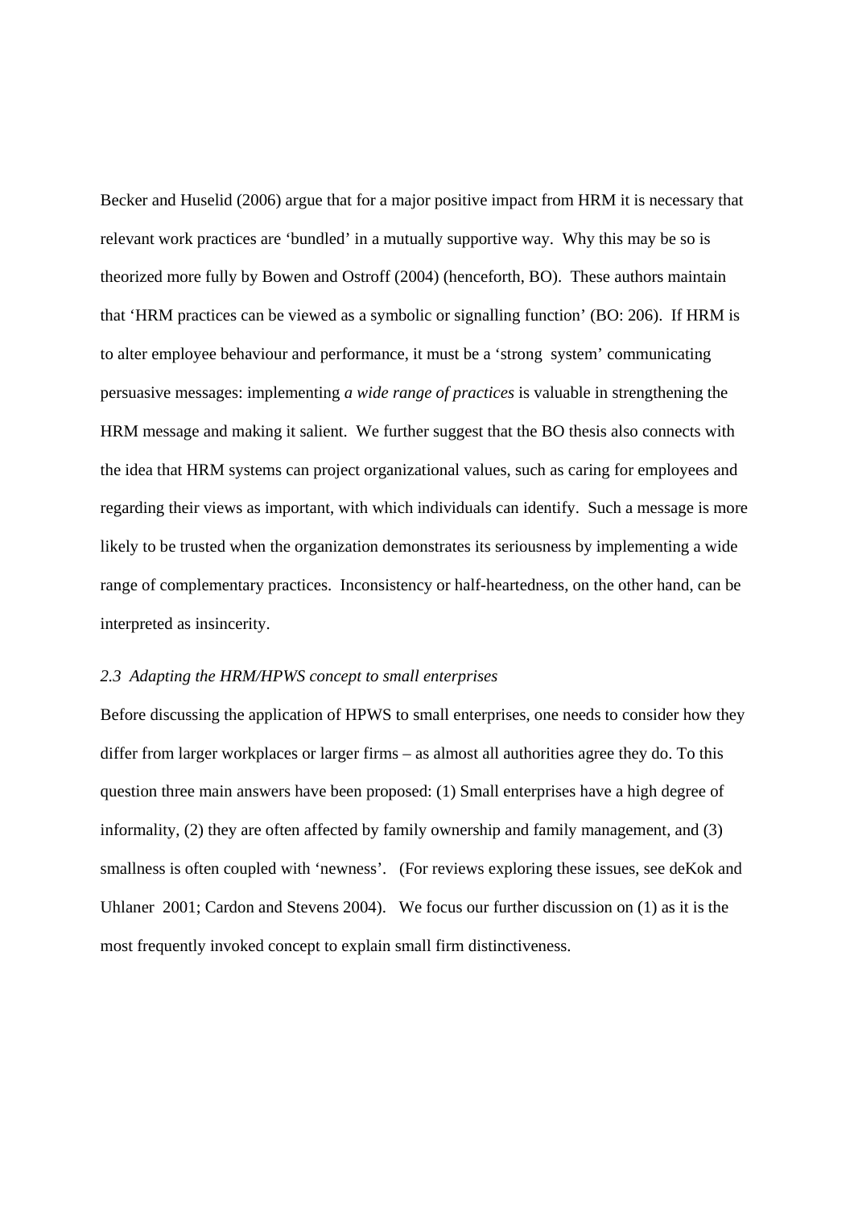Becker and Huselid (2006) argue that for a major positive impact from HRM it is necessary that relevant work practices are 'bundled' in a mutually supportive way. Why this may be so is theorized more fully by Bowen and Ostroff (2004) (henceforth, BO). These authors maintain that 'HRM practices can be viewed as a symbolic or signalling function' (BO: 206). If HRM is to alter employee behaviour and performance, it must be a 'strong system' communicating persuasive messages: implementing *a wide range of practices* is valuable in strengthening the HRM message and making it salient. We further suggest that the BO thesis also connects with the idea that HRM systems can project organizational values, such as caring for employees and regarding their views as important, with which individuals can identify. Such a message is more likely to be trusted when the organization demonstrates its seriousness by implementing a wide range of complementary practices. Inconsistency or half-heartedness, on the other hand, can be interpreted as insincerity.

### *2.3 Adapting the HRM/HPWS concept to small enterprises*

Before discussing the application of HPWS to small enterprises, one needs to consider how they differ from larger workplaces or larger firms – as almost all authorities agree they do. To this question three main answers have been proposed: (1) Small enterprises have a high degree of informality, (2) they are often affected by family ownership and family management, and (3) smallness is often coupled with 'newness'. (For reviews exploring these issues, see deKok and Uhlaner 2001; Cardon and Stevens 2004). We focus our further discussion on (1) as it is the most frequently invoked concept to explain small firm distinctiveness.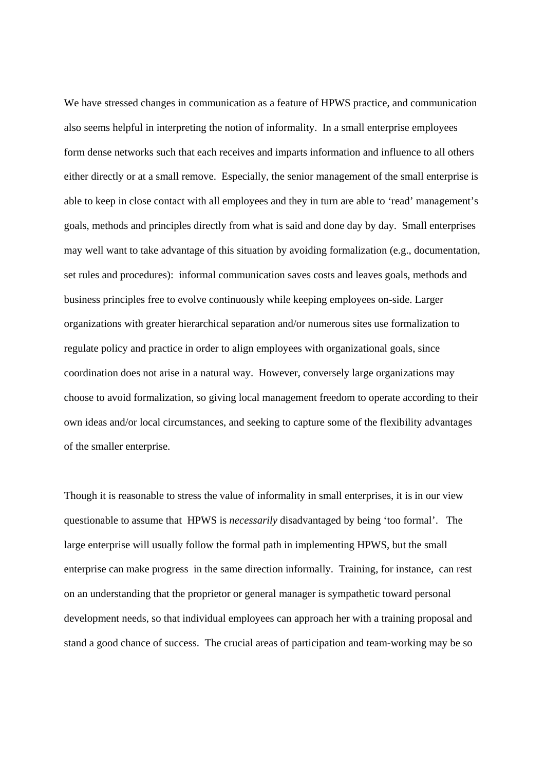We have stressed changes in communication as a feature of HPWS practice, and communication also seems helpful in interpreting the notion of informality. In a small enterprise employees form dense networks such that each receives and imparts information and influence to all others either directly or at a small remove. Especially, the senior management of the small enterprise is able to keep in close contact with all employees and they in turn are able to 'read' management's goals, methods and principles directly from what is said and done day by day. Small enterprises may well want to take advantage of this situation by avoiding formalization (e.g., documentation, set rules and procedures): informal communication saves costs and leaves goals, methods and business principles free to evolve continuously while keeping employees on-side. Larger organizations with greater hierarchical separation and/or numerous sites use formalization to regulate policy and practice in order to align employees with organizational goals, since coordination does not arise in a natural way. However, conversely large organizations may choose to avoid formalization, so giving local management freedom to operate according to their own ideas and/or local circumstances, and seeking to capture some of the flexibility advantages of the smaller enterprise.

Though it is reasonable to stress the value of informality in small enterprises, it is in our view questionable to assume that HPWS is *necessarily* disadvantaged by being 'too formal'. The large enterprise will usually follow the formal path in implementing HPWS, but the small enterprise can make progress in the same direction informally. Training, for instance, can rest on an understanding that the proprietor or general manager is sympathetic toward personal development needs, so that individual employees can approach her with a training proposal and stand a good chance of success. The crucial areas of participation and team-working may be so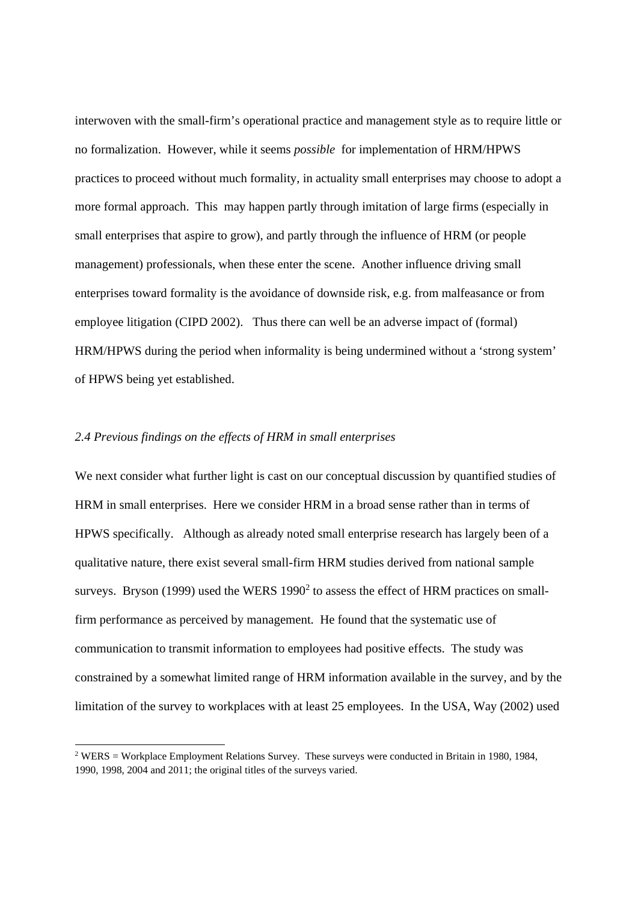interwoven with the small-firm's operational practice and management style as to require little or no formalization. However, while it seems *possible* for implementation of HRM/HPWS practices to proceed without much formality, in actuality small enterprises may choose to adopt a more formal approach. This may happen partly through imitation of large firms (especially in small enterprises that aspire to grow), and partly through the influence of HRM (or people management) professionals, when these enter the scene. Another influence driving small enterprises toward formality is the avoidance of downside risk, e.g. from malfeasance or from employee litigation (CIPD 2002). Thus there can well be an adverse impact of (formal) HRM/HPWS during the period when informality is being undermined without a 'strong system' of HPWS being yet established.

### *2.4 Previous findings on the effects of HRM in small enterprises*

We next consider what further light is cast on our conceptual discussion by quantified studies of HRM in small enterprises. Here we consider HRM in a broad sense rather than in terms of HPWS specifically. Although as already noted small enterprise research has largely been of a qualitative nature, there exist several small-firm HRM studies derived from national sample surveys. Bryson (1999) used the WERS 1990[2] to assess the effect of HRM practices on small-firm performance as perceived by management. He found that the systematic use of communication to transmit information to employees had positive effects. The study was constrained by a somewhat limited range of HRM information available in the survey, and by the limitation of the survey to workplaces with at least 25 employees. In the USA, Way (2002) used

[2] WERS = Workplace Employment Relations Survey. These surveys were conducted in Britain in 1980, 1984, 1990, 1998, 2004 and 2011; the original titles of the surveys varied.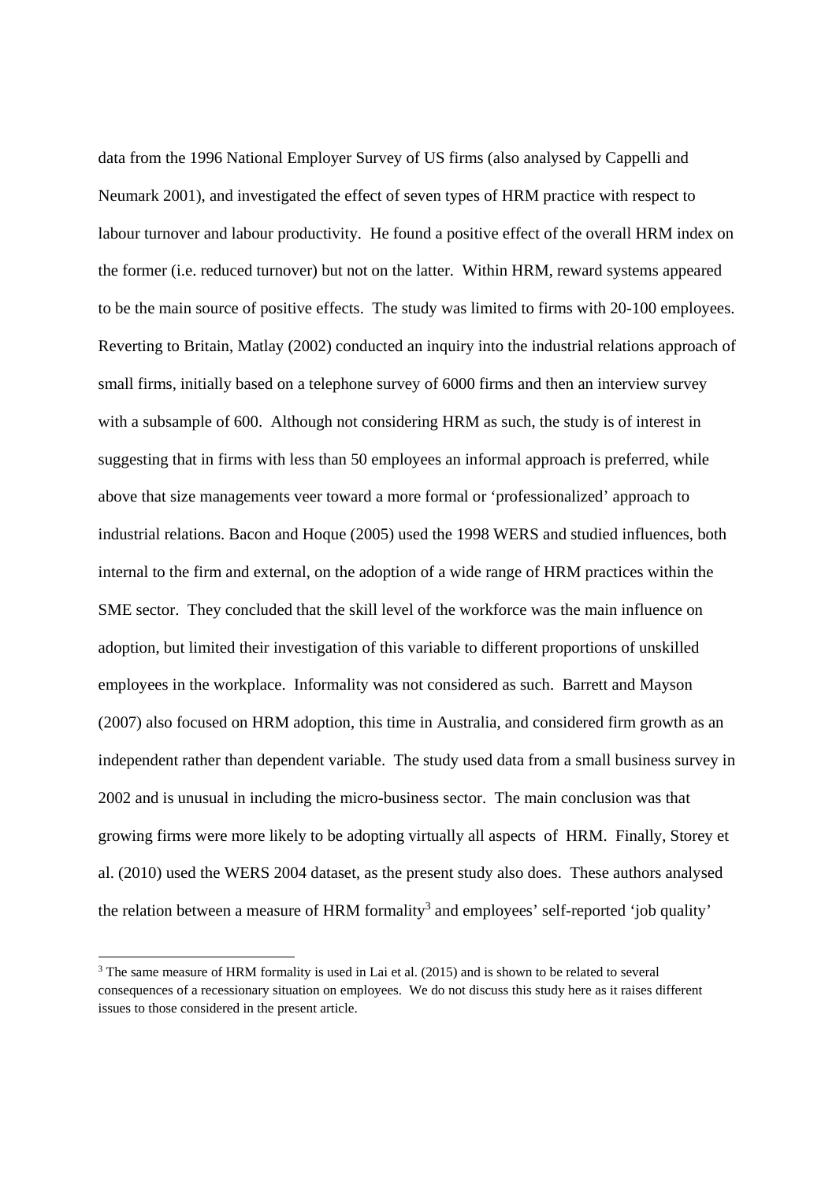data from the 1996 National Employer Survey of US firms (also analysed by Cappelli and Neumark 2001), and investigated the effect of seven types of HRM practice with respect to labour turnover and labour productivity. He found a positive effect of the overall HRM index on the former (i.e. reduced turnover) but not on the latter. Within HRM, reward systems appeared to be the main source of positive effects. The study was limited to firms with 20-100 employees. Reverting to Britain, Matlay (2002) conducted an inquiry into the industrial relations approach of small firms, initially based on a telephone survey of 6000 firms and then an interview survey with a subsample of 600. Although not considering HRM as such, the study is of interest in suggesting that in firms with less than 50 employees an informal approach is preferred, while above that size managements veer toward a more formal or 'professionalized' approach to industrial relations. Bacon and Hoque (2005) used the 1998 WERS and studied influences, both internal to the firm and external, on the adoption of a wide range of HRM practices within the SME sector. They concluded that the skill level of the workforce was the main influence on adoption, but limited their investigation of this variable to different proportions of unskilled employees in the workplace. Informality was not considered as such. Barrett and Mayson (2007) also focused on HRM adoption, this time in Australia, and considered firm growth as an independent rather than dependent variable. The study used data from a small business survey in 2002 and is unusual in including the micro-business sector. The main conclusion was that growing firms were more likely to be adopting virtually all aspects of HRM. Finally, Storey et al. (2010) used the WERS 2004 dataset, as the present study also does. These authors analysed the relation between a measure of HRM formality[3] and employees' self-reported 'job quality'

[3] The same measure of HRM formality is used in Lai et al. (2015) and is shown to be related to several consequences of a recessionary situation on employees. We do not discuss this study here as it raises different issues to those considered in the present article.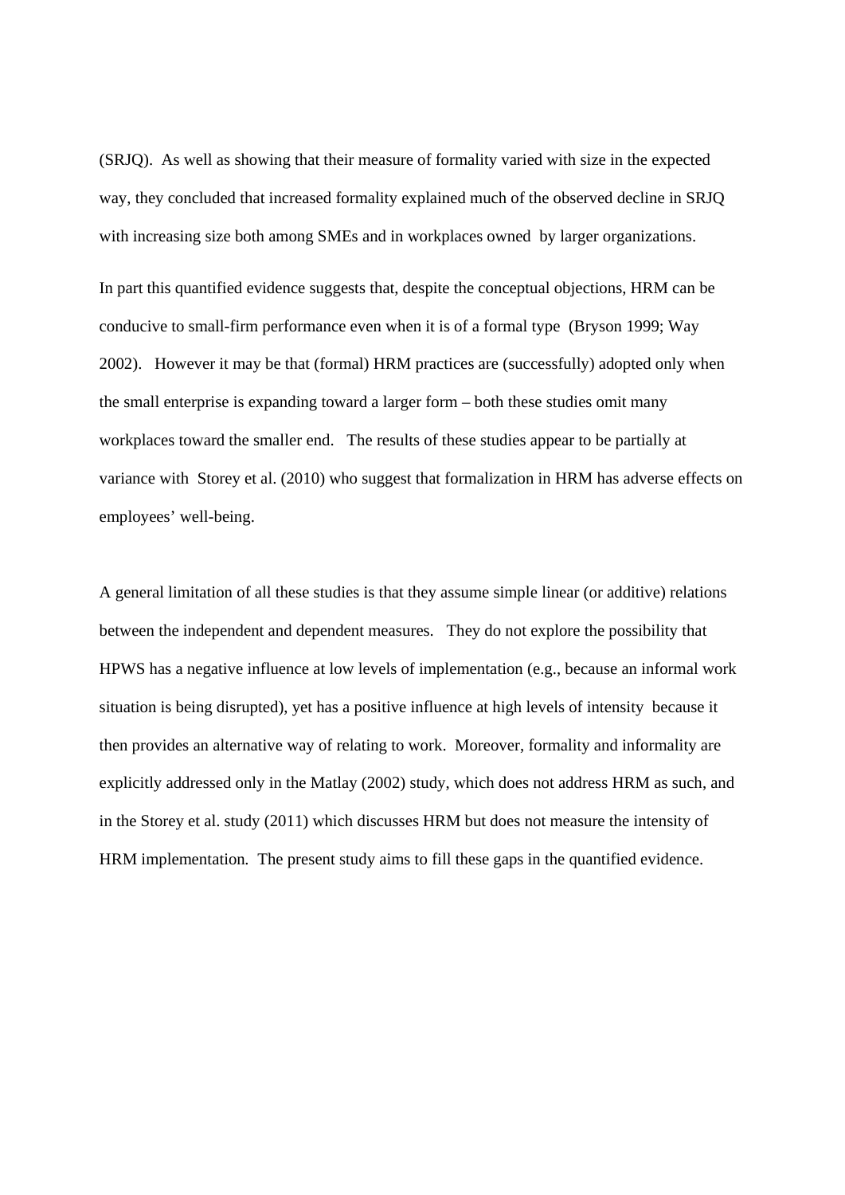(SRJQ). As well as showing that their measure of formality varied with size in the expected way, they concluded that increased formality explained much of the observed decline in SRJQ with increasing size both among SMEs and in workplaces owned by larger organizations.

In part this quantified evidence suggests that, despite the conceptual objections, HRM can be conducive to small-firm performance even when it is of a formal type (Bryson 1999; Way 2002). However it may be that (formal) HRM practices are (successfully) adopted only when the small enterprise is expanding toward a larger form – both these studies omit many workplaces toward the smaller end. The results of these studies appear to be partially at variance with Storey et al. (2010) who suggest that formalization in HRM has adverse effects on employees' well-being.

A general limitation of all these studies is that they assume simple linear (or additive) relations between the independent and dependent measures. They do not explore the possibility that HPWS has a negative influence at low levels of implementation (e.g., because an informal work situation is being disrupted), yet has a positive influence at high levels of intensity because it then provides an alternative way of relating to work. Moreover, formality and informality are explicitly addressed only in the Matlay (2002) study, which does not address HRM as such, and in the Storey et al. study (2011) which discusses HRM but does not measure the intensity of HRM implementation. The present study aims to fill these gaps in the quantified evidence.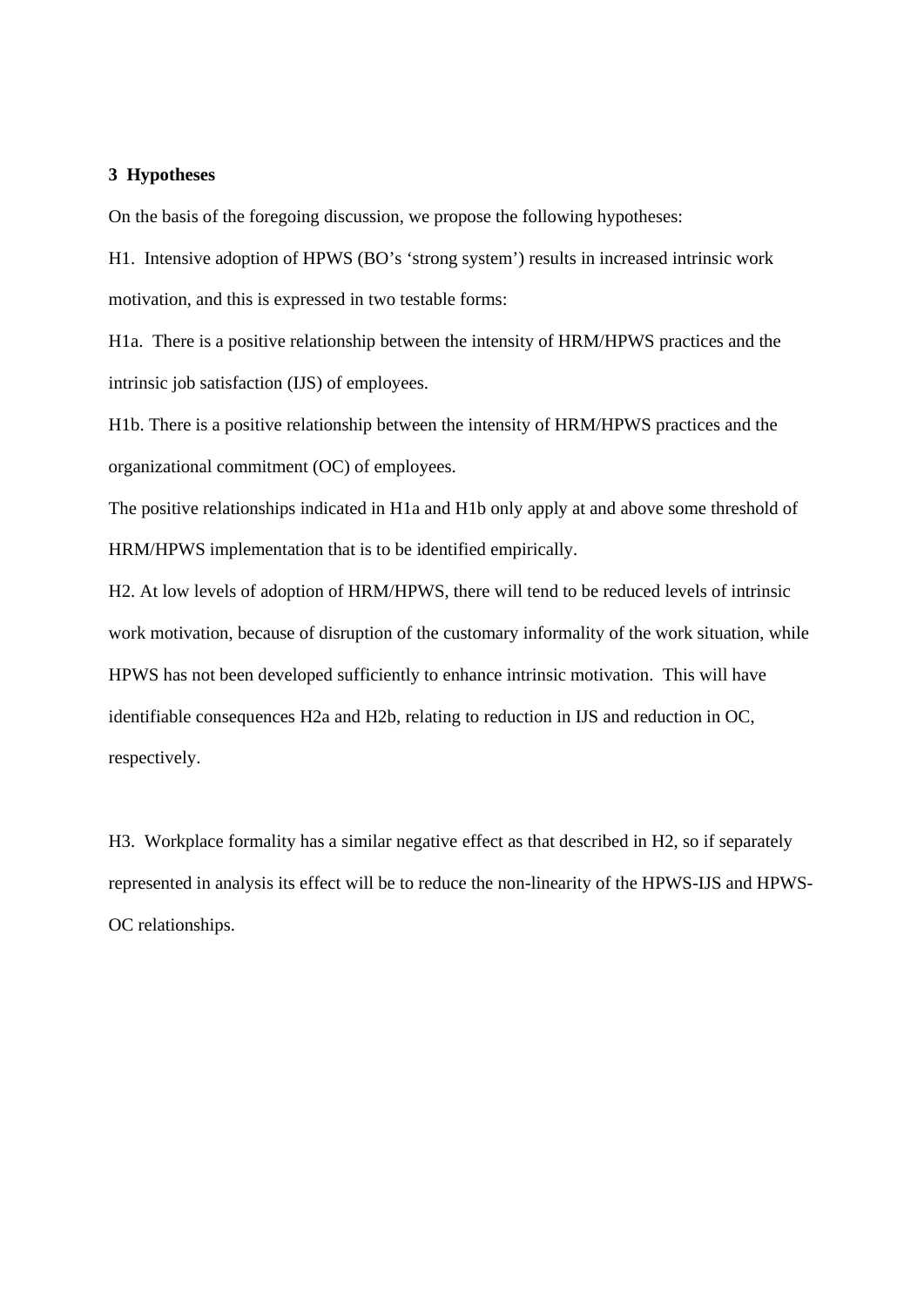## 3 Hypotheses

On the basis of the foregoing discussion, we propose the following hypotheses:

H1. Intensive adoption of HPWS (BO's 'strong system') results in increased intrinsic work motivation, and this is expressed in two testable forms:

H1a. There is a positive relationship between the intensity of HRM/HPWS practices and the intrinsic job satisfaction (IJS) of employees.

H1b. There is a positive relationship between the intensity of HRM/HPWS practices and the organizational commitment (OC) of employees.

The positive relationships indicated in H1a and H1b only apply at and above some threshold of HRM/HPWS implementation that is to be identified empirically.

H2. At low levels of adoption of HRM/HPWS, there will tend to be reduced levels of intrinsic work motivation, because of disruption of the customary informality of the work situation, while HPWS has not been developed sufficiently to enhance intrinsic motivation. This will have identifiable consequences H2a and H2b, relating to reduction in IJS and reduction in OC, respectively.

H3. Workplace formality has a similar negative effect as that described in H2, so if separately represented in analysis its effect will be to reduce the non-linearity of the HPWS-IJS and HPWS-OC relationships.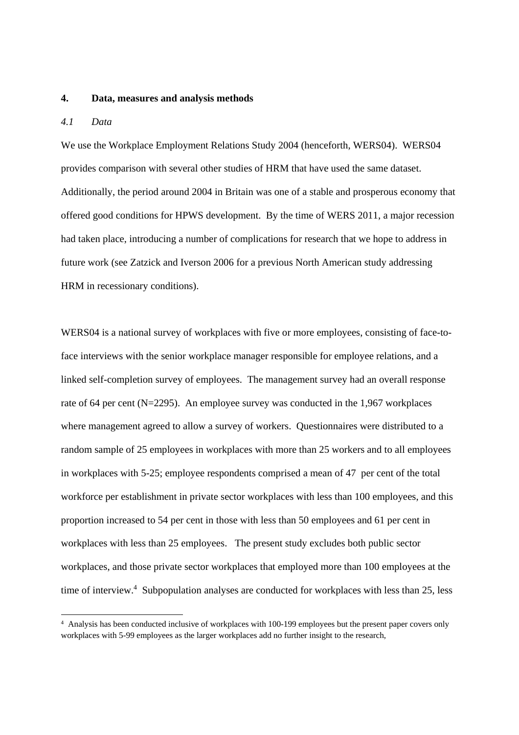## 4. Data, measures and analysis methods

### *4.1 Data*

We use the Workplace Employment Relations Study 2004 (henceforth, WERS04). WERS04 provides comparison with several other studies of HRM that have used the same dataset. Additionally, the period around 2004 in Britain was one of a stable and prosperous economy that offered good conditions for HPWS development. By the time of WERS 2011, a major recession had taken place, introducing a number of complications for research that we hope to address in future work (see Zatzick and Iverson 2006 for a previous North American study addressing HRM in recessionary conditions).

WERS04 is a national survey of workplaces with five or more employees, consisting of face-to-face interviews with the senior workplace manager responsible for employee relations, and a linked self-completion survey of employees. The management survey had an overall response rate of 64 per cent (N=2295). An employee survey was conducted in the 1,967 workplaces where management agreed to allow a survey of workers. Questionnaires were distributed to a random sample of 25 employees in workplaces with more than 25 workers and to all employees in workplaces with 5-25; employee respondents comprised a mean of 47 per cent of the total workforce per establishment in private sector workplaces with less than 100 employees, and this proportion increased to 54 per cent in those with less than 50 employees and 61 per cent in workplaces with less than 25 employees. The present study excludes both public sector workplaces, and those private sector workplaces that employed more than 100 employees at the time of interview.[4] Subpopulation analyses are conducted for workplaces with less than 25, less

[4] Analysis has been conducted inclusive of workplaces with 100-199 employees but the present paper covers only workplaces with 5-99 employees as the larger workplaces add no further insight to the research,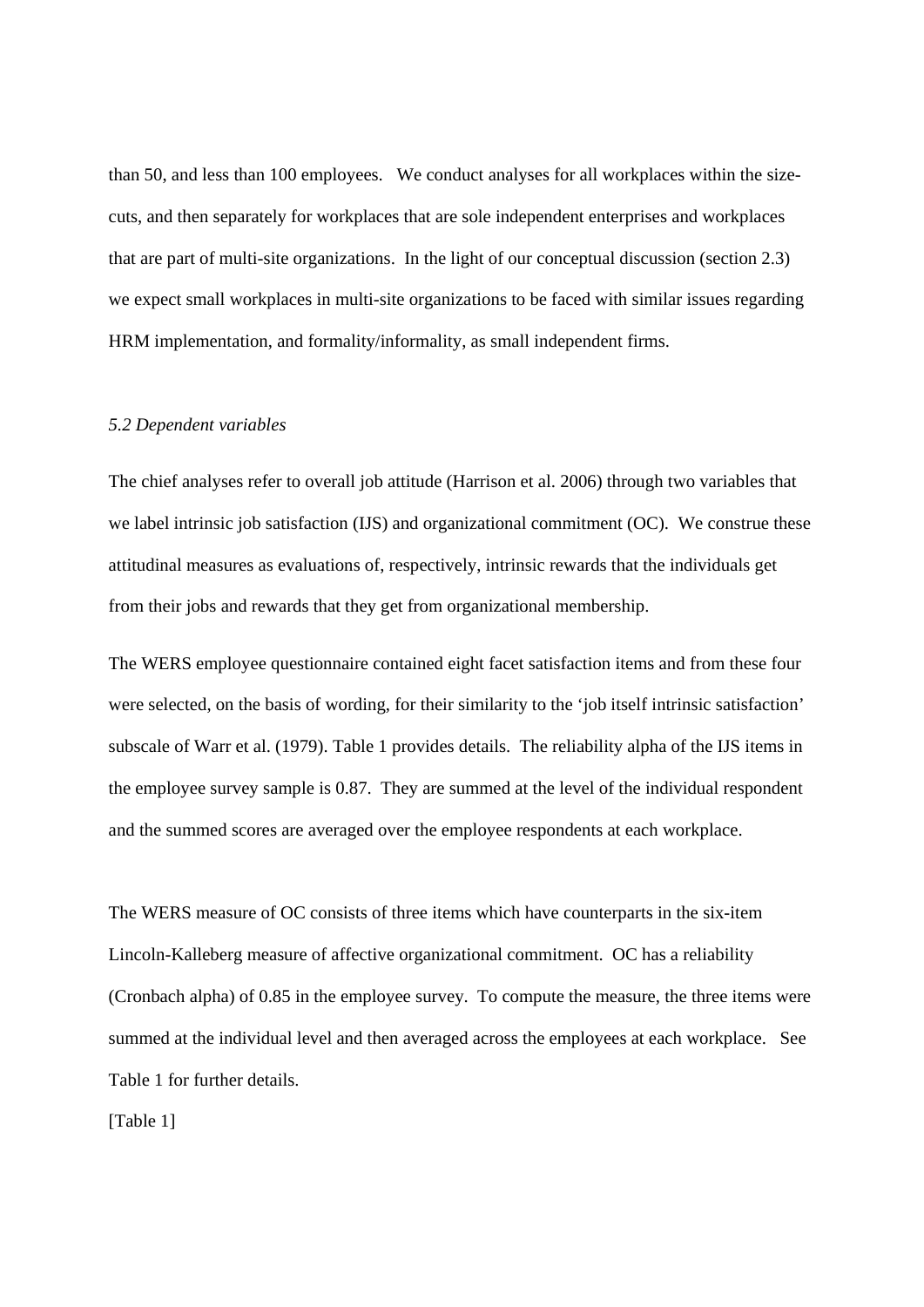than 50, and less than 100 employees. We conduct analyses for all workplaces within the size-cuts, and then separately for workplaces that are sole independent enterprises and workplaces that are part of multi-site organizations. In the light of our conceptual discussion (section 2.3) we expect small workplaces in multi-site organizations to be faced with similar issues regarding HRM implementation, and formality/informality, as small independent firms.

### *5.2 Dependent variables*

The chief analyses refer to overall job attitude (Harrison et al. 2006) through two variables that we label intrinsic job satisfaction (IJS) and organizational commitment (OC). We construe these attitudinal measures as evaluations of, respectively, intrinsic rewards that the individuals get from their jobs and rewards that they get from organizational membership.

The WERS employee questionnaire contained eight facet satisfaction items and from these four were selected, on the basis of wording, for their similarity to the 'job itself intrinsic satisfaction' subscale of Warr et al. (1979). Table 1 provides details. The reliability alpha of the IJS items in the employee survey sample is 0.87. They are summed at the level of the individual respondent and the summed scores are averaged over the employee respondents at each workplace.

The WERS measure of OC consists of three items which have counterparts in the six-item Lincoln-Kalleberg measure of affective organizational commitment. OC has a reliability (Cronbach alpha) of 0.85 in the employee survey. To compute the measure, the three items were summed at the individual level and then averaged across the employees at each workplace. See Table 1 for further details.

[Table 1]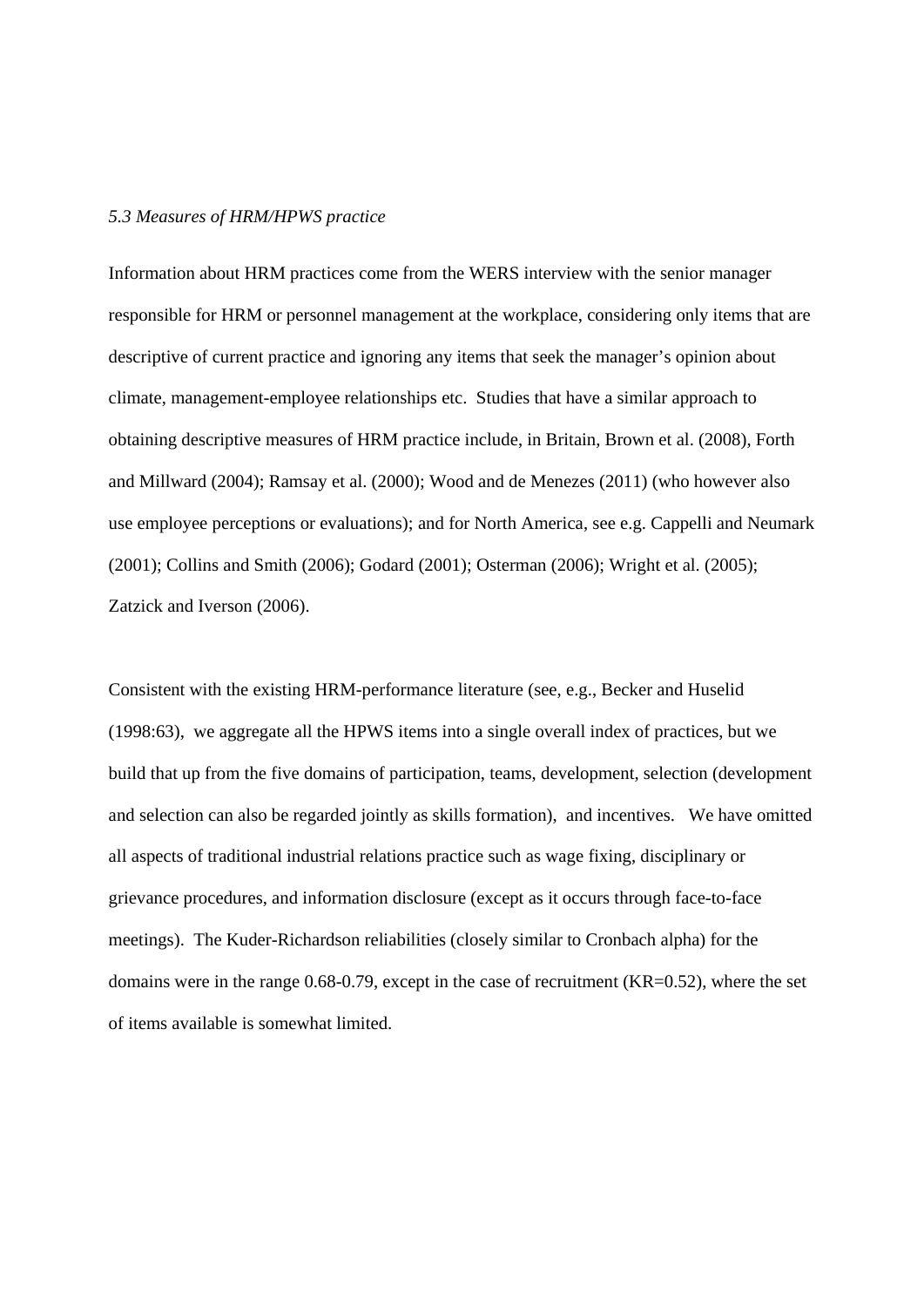### *5.3 Measures of HRM/HPWS practice*

Information about HRM practices come from the WERS interview with the senior manager responsible for HRM or personnel management at the workplace, considering only items that are descriptive of current practice and ignoring any items that seek the manager's opinion about climate, management-employee relationships etc. Studies that have a similar approach to obtaining descriptive measures of HRM practice include, in Britain, Brown et al. (2008), Forth and Millward (2004); Ramsay et al. (2000); Wood and de Menezes (2011) (who however also use employee perceptions or evaluations); and for North America, see e.g. Cappelli and Neumark (2001); Collins and Smith (2006); Godard (2001); Osterman (2006); Wright et al. (2005); Zatzick and Iverson (2006).

Consistent with the existing HRM-performance literature (see, e.g., Becker and Huselid (1998:63), we aggregate all the HPWS items into a single overall index of practices, but we build that up from the five domains of participation, teams, development, selection (development and selection can also be regarded jointly as skills formation), and incentives. We have omitted all aspects of traditional industrial relations practice such as wage fixing, disciplinary or grievance procedures, and information disclosure (except as it occurs through face-to-face meetings). The Kuder-Richardson reliabilities (closely similar to Cronbach alpha) for the domains were in the range 0.68-0.79, except in the case of recruitment (KR=0.52), where the set of items available is somewhat limited.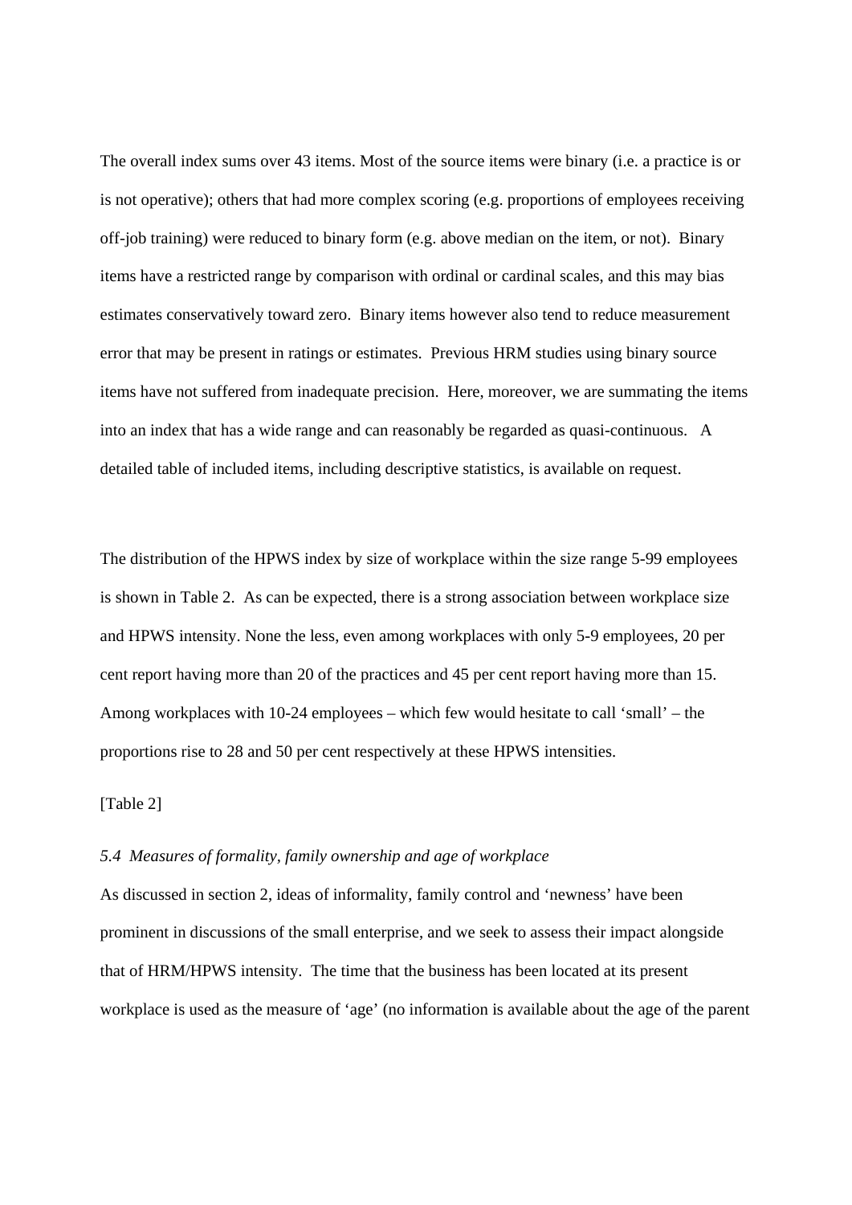The overall index sums over 43 items. Most of the source items were binary (i.e. a practice is or is not operative); others that had more complex scoring (e.g. proportions of employees receiving off-job training) were reduced to binary form (e.g. above median on the item, or not). Binary items have a restricted range by comparison with ordinal or cardinal scales, and this may bias estimates conservatively toward zero. Binary items however also tend to reduce measurement error that may be present in ratings or estimates. Previous HRM studies using binary source items have not suffered from inadequate precision. Here, moreover, we are summating the items into an index that has a wide range and can reasonably be regarded as quasi-continuous. A detailed table of included items, including descriptive statistics, is available on request.

The distribution of the HPWS index by size of workplace within the size range 5-99 employees is shown in Table 2. As can be expected, there is a strong association between workplace size and HPWS intensity. None the less, even among workplaces with only 5-9 employees, 20 per cent report having more than 20 of the practices and 45 per cent report having more than 15. Among workplaces with 10-24 employees – which few would hesitate to call 'small' – the proportions rise to 28 and 50 per cent respectively at these HPWS intensities.

[Table 2]

*5.4 Measures of formality, family ownership and age of workplace*

As discussed in section 2, ideas of informality, family control and 'newness' have been prominent in discussions of the small enterprise, and we seek to assess their impact alongside that of HRM/HPWS intensity. The time that the business has been located at its present workplace is used as the measure of 'age' (no information is available about the age of the parent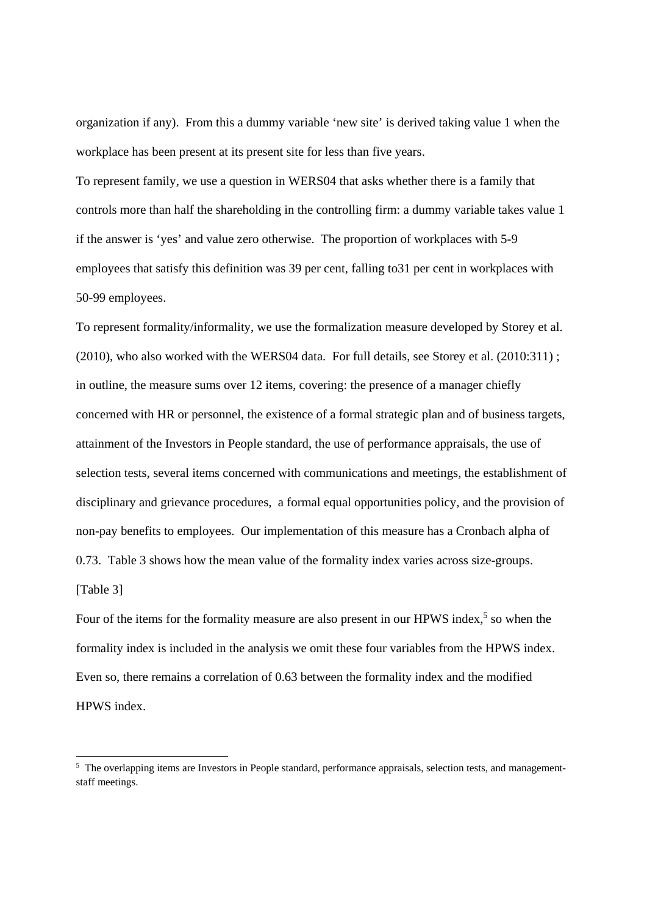organization if any). From this a dummy variable 'new site' is derived taking value 1 when the workplace has been present at its present site for less than five years.

To represent family, we use a question in WERS04 that asks whether there is a family that controls more than half the shareholding in the controlling firm: a dummy variable takes value 1 if the answer is 'yes' and value zero otherwise. The proportion of workplaces with 5-9 employees that satisfy this definition was 39 per cent, falling to31 per cent in workplaces with 50-99 employees.

To represent formality/informality, we use the formalization measure developed by Storey et al. (2010), who also worked with the WERS04 data. For full details, see Storey et al. (2010:311) ; in outline, the measure sums over 12 items, covering: the presence of a manager chiefly concerned with HR or personnel, the existence of a formal strategic plan and of business targets, attainment of the Investors in People standard, the use of performance appraisals, the use of selection tests, several items concerned with communications and meetings, the establishment of disciplinary and grievance procedures, a formal equal opportunities policy, and the provision of non-pay benefits to employees. Our implementation of this measure has a Cronbach alpha of 0.73. Table 3 shows how the mean value of the formality index varies across size-groups.

[Table 3]

Four of the items for the formality measure are also present in our HPWS index,[5] so when the formality index is included in the analysis we omit these four variables from the HPWS index. Even so, there remains a correlation of 0.63 between the formality index and the modified HPWS index.

[5] The overlapping items are Investors in People standard, performance appraisals, selection tests, and management-staff meetings.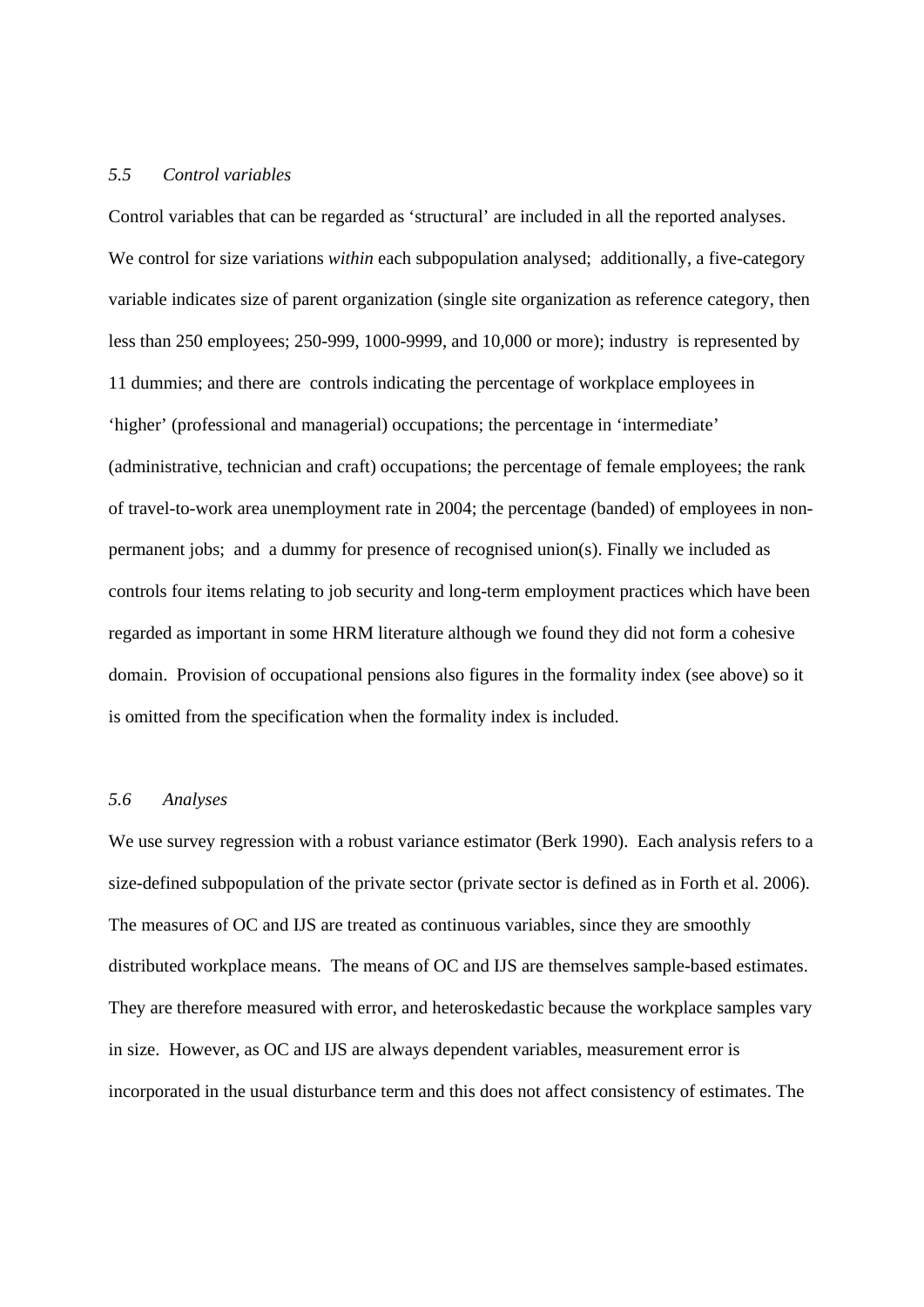### *5.5 Control variables*

Control variables that can be regarded as 'structural' are included in all the reported analyses. We control for size variations *within* each subpopulation analysed; additionally, a five-category variable indicates size of parent organization (single site organization as reference category, then less than 250 employees; 250-999, 1000-9999, and 10,000 or more); industry is represented by 11 dummies; and there are controls indicating the percentage of workplace employees in 'higher' (professional and managerial) occupations; the percentage in 'intermediate' (administrative, technician and craft) occupations; the percentage of female employees; the rank of travel-to-work area unemployment rate in 2004; the percentage (banded) of employees in non-permanent jobs; and a dummy for presence of recognised union(s). Finally we included as controls four items relating to job security and long-term employment practices which have been regarded as important in some HRM literature although we found they did not form a cohesive domain. Provision of occupational pensions also figures in the formality index (see above) so it is omitted from the specification when the formality index is included.

### *5.6 Analyses*

We use survey regression with a robust variance estimator (Berk 1990). Each analysis refers to a size-defined subpopulation of the private sector (private sector is defined as in Forth et al. 2006). The measures of OC and IJS are treated as continuous variables, since they are smoothly distributed workplace means. The means of OC and IJS are themselves sample-based estimates. They are therefore measured with error, and heteroskedastic because the workplace samples vary in size. However, as OC and IJS are always dependent variables, measurement error is incorporated in the usual disturbance term and this does not affect consistency of estimates. The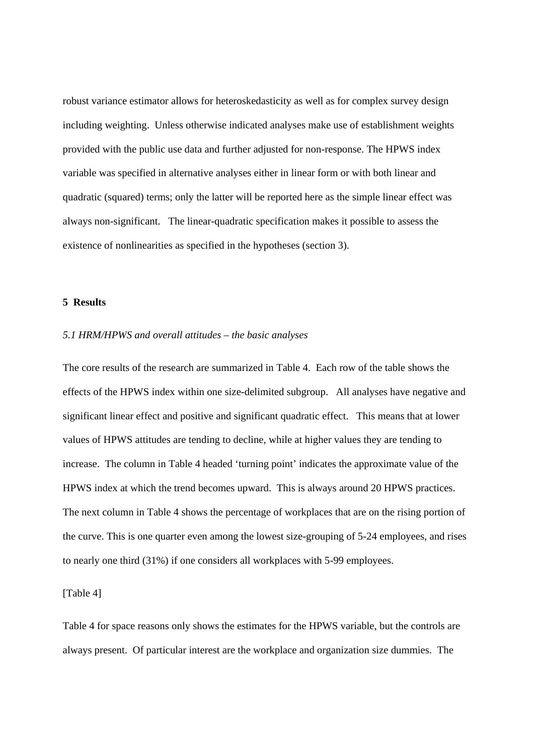robust variance estimator allows for heteroskedasticity as well as for complex survey design including weighting. Unless otherwise indicated analyses make use of establishment weights provided with the public use data and further adjusted for non-response. The HPWS index variable was specified in alternative analyses either in linear form or with both linear and quadratic (squared) terms; only the latter will be reported here as the simple linear effect was always non-significant. The linear-quadratic specification makes it possible to assess the existence of nonlinearities as specified in the hypotheses (section 3).

## 5 Results

### *5.1 HRM/HPWS and overall attitudes – the basic analyses*

The core results of the research are summarized in Table 4. Each row of the table shows the effects of the HPWS index within one size-delimited subgroup. All analyses have negative and significant linear effect and positive and significant quadratic effect. This means that at lower values of HPWS attitudes are tending to decline, while at higher values they are tending to increase. The column in Table 4 headed 'turning point' indicates the approximate value of the HPWS index at which the trend becomes upward. This is always around 20 HPWS practices. The next column in Table 4 shows the percentage of workplaces that are on the rising portion of the curve. This is one quarter even among the lowest size-grouping of 5-24 employees, and rises to nearly one third (31%) if one considers all workplaces with 5-99 employees.

[Table 4]

Table 4 for space reasons only shows the estimates for the HPWS variable, but the controls are always present. Of particular interest are the workplace and organization size dummies. The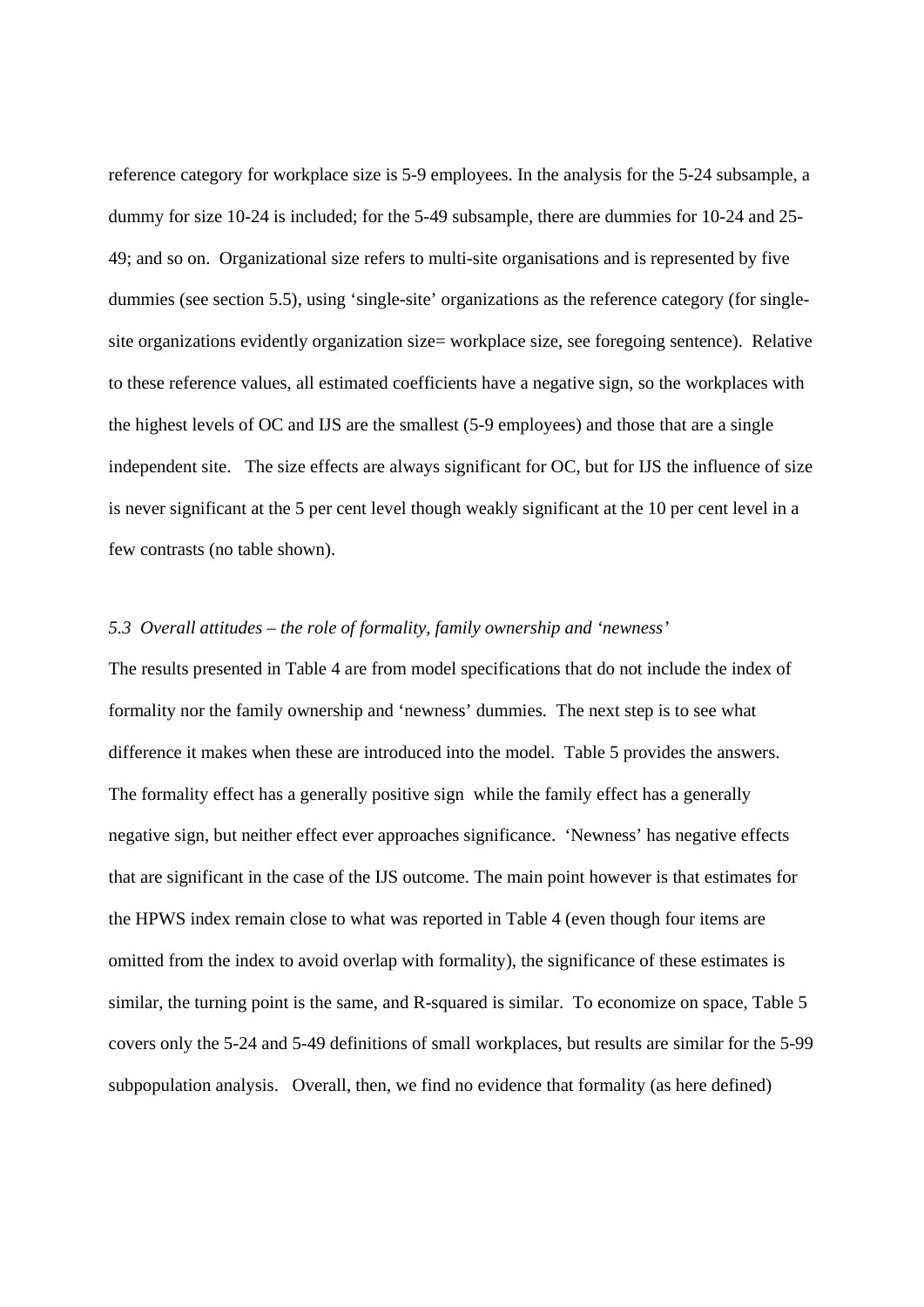reference category for workplace size is 5-9 employees. In the analysis for the 5-24 subsample, a dummy for size 10-24 is included; for the 5-49 subsample, there are dummies for 10-24 and 25-49; and so on. Organizational size refers to multi-site organisations and is represented by five dummies (see section 5.5), using 'single-site' organizations as the reference category (for single-site organizations evidently organization size= workplace size, see foregoing sentence). Relative to these reference values, all estimated coefficients have a negative sign, so the workplaces with the highest levels of OC and IJS are the smallest (5-9 employees) and those that are a single independent site. The size effects are always significant for OC, but for IJS the influence of size is never significant at the 5 per cent level though weakly significant at the 10 per cent level in a few contrasts (no table shown).

*5.3 Overall attitudes – the role of formality, family ownership and 'newness'*

The results presented in Table 4 are from model specifications that do not include the index of formality nor the family ownership and 'newness' dummies. The next step is to see what difference it makes when these are introduced into the model. Table 5 provides the answers. The formality effect has a generally positive sign while the family effect has a generally negative sign, but neither effect ever approaches significance. 'Newness' has negative effects that are significant in the case of the IJS outcome. The main point however is that estimates for the HPWS index remain close to what was reported in Table 4 (even though four items are omitted from the index to avoid overlap with formality), the significance of these estimates is similar, the turning point is the same, and R-squared is similar. To economize on space, Table 5 covers only the 5-24 and 5-49 definitions of small workplaces, but results are similar for the 5-99 subpopulation analysis. Overall, then, we find no evidence that formality (as here defined)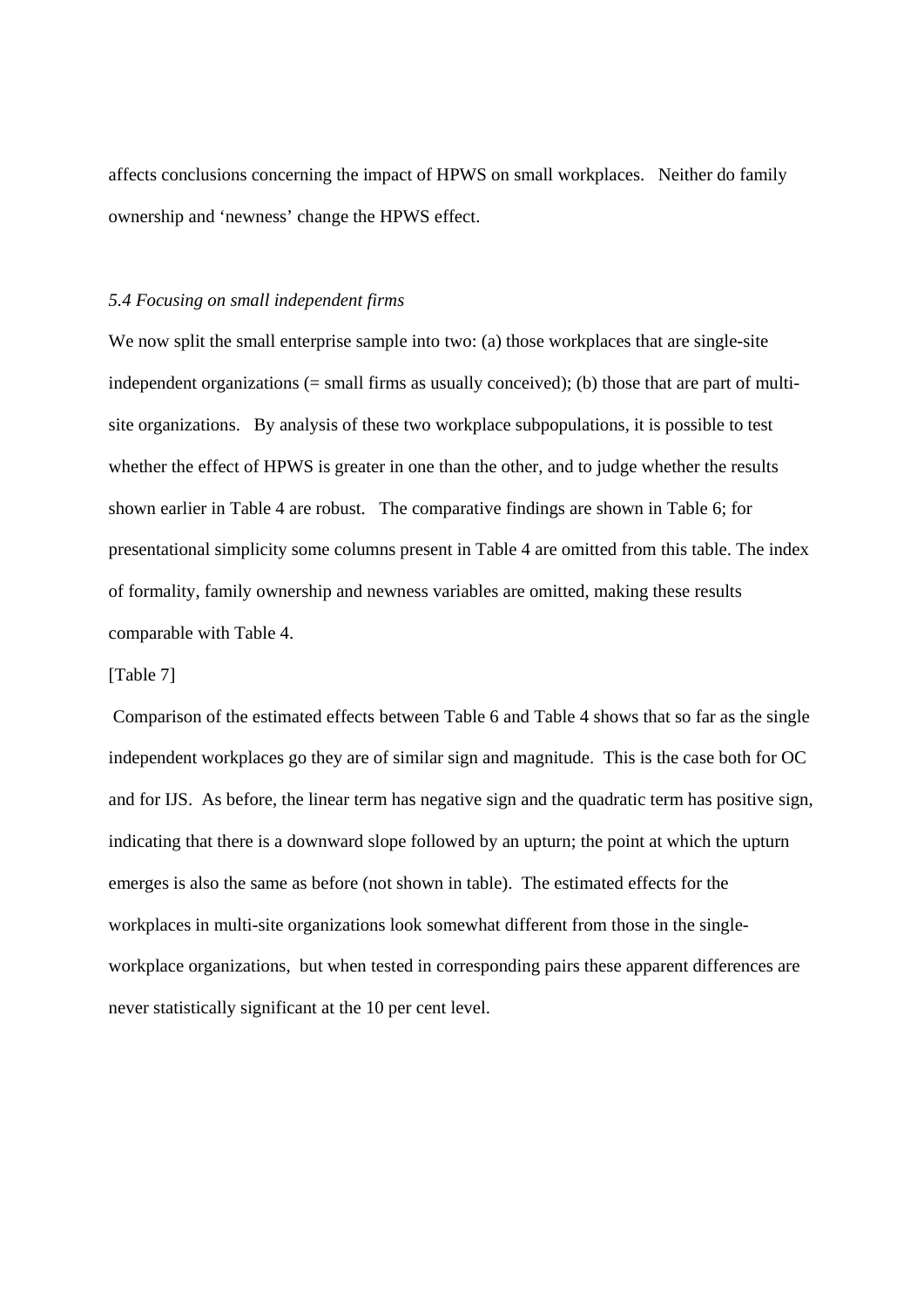affects conclusions concerning the impact of HPWS on small workplaces. Neither do family ownership and 'newness' change the HPWS effect.

### *5.4 Focusing on small independent firms*

We now split the small enterprise sample into two: (a) those workplaces that are single-site independent organizations (= small firms as usually conceived); (b) those that are part of multi-site organizations. By analysis of these two workplace subpopulations, it is possible to test whether the effect of HPWS is greater in one than the other, and to judge whether the results shown earlier in Table 4 are robust. The comparative findings are shown in Table 6; for presentational simplicity some columns present in Table 4 are omitted from this table. The index of formality, family ownership and newness variables are omitted, making these results comparable with Table 4.

[Table 7]

Comparison of the estimated effects between Table 6 and Table 4 shows that so far as the single independent workplaces go they are of similar sign and magnitude. This is the case both for OC and for IJS. As before, the linear term has negative sign and the quadratic term has positive sign, indicating that there is a downward slope followed by an upturn; the point at which the upturn emerges is also the same as before (not shown in table). The estimated effects for the workplaces in multi-site organizations look somewhat different from those in the single-workplace organizations, but when tested in corresponding pairs these apparent differences are never statistically significant at the 10 per cent level.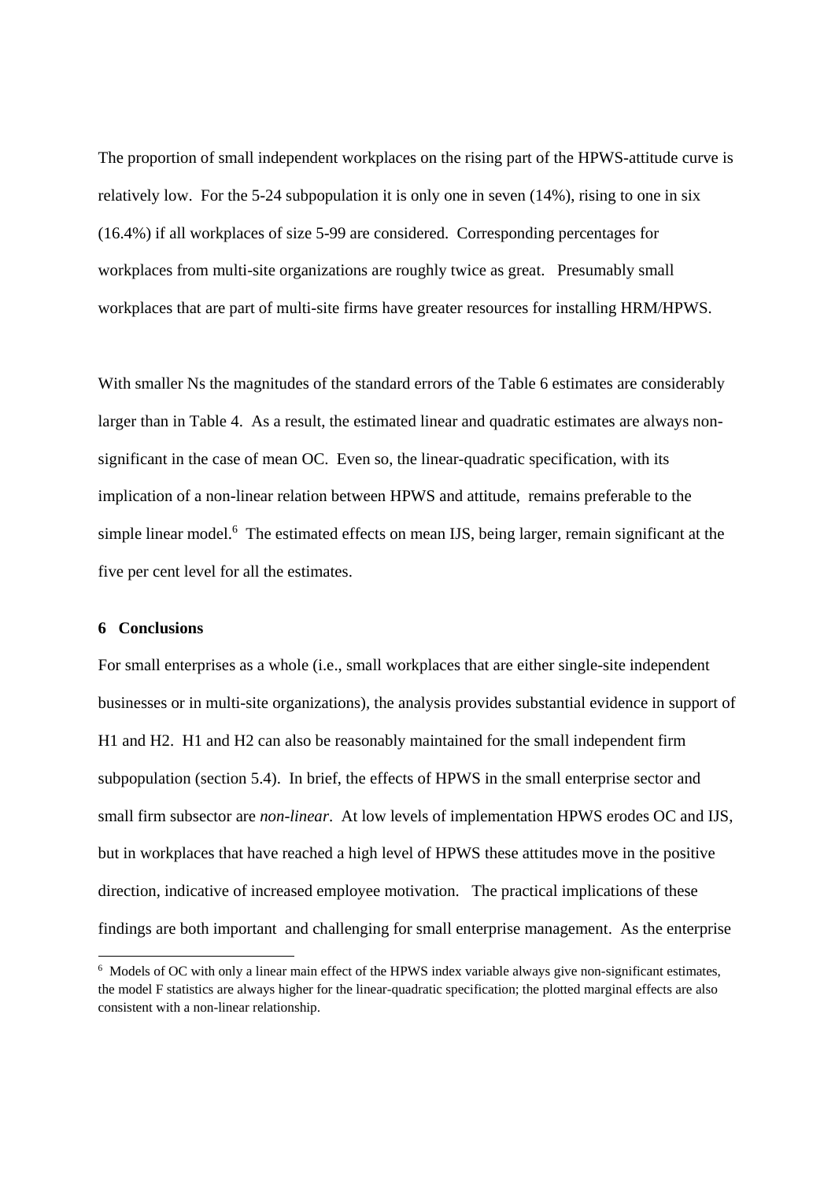The proportion of small independent workplaces on the rising part of the HPWS-attitude curve is relatively low. For the 5-24 subpopulation it is only one in seven (14%), rising to one in six (16.4%) if all workplaces of size 5-99 are considered. Corresponding percentages for workplaces from multi-site organizations are roughly twice as great. Presumably small workplaces that are part of multi-site firms have greater resources for installing HRM/HPWS.

With smaller Ns the magnitudes of the standard errors of the Table 6 estimates are considerably larger than in Table 4. As a result, the estimated linear and quadratic estimates are always non-significant in the case of mean OC. Even so, the linear-quadratic specification, with its implication of a non-linear relation between HPWS and attitude, remains preferable to the simple linear model.[6] The estimated effects on mean IJS, being larger, remain significant at the five per cent level for all the estimates.

## 6 Conclusions

For small enterprises as a whole (i.e., small workplaces that are either single-site independent businesses or in multi-site organizations), the analysis provides substantial evidence in support of H1 and H2. H1 and H2 can also be reasonably maintained for the small independent firm subpopulation (section 5.4). In brief, the effects of HPWS in the small enterprise sector and small firm subsector are *non-linear*. At low levels of implementation HPWS erodes OC and IJS, but in workplaces that have reached a high level of HPWS these attitudes move in the positive direction, indicative of increased employee motivation. The practical implications of these findings are both important and challenging for small enterprise management. As the enterprise

[6] Models of OC with only a linear main effect of the HPWS index variable always give non-significant estimates, the model F statistics are always higher for the linear-quadratic specification; the plotted marginal effects are also consistent with a non-linear relationship.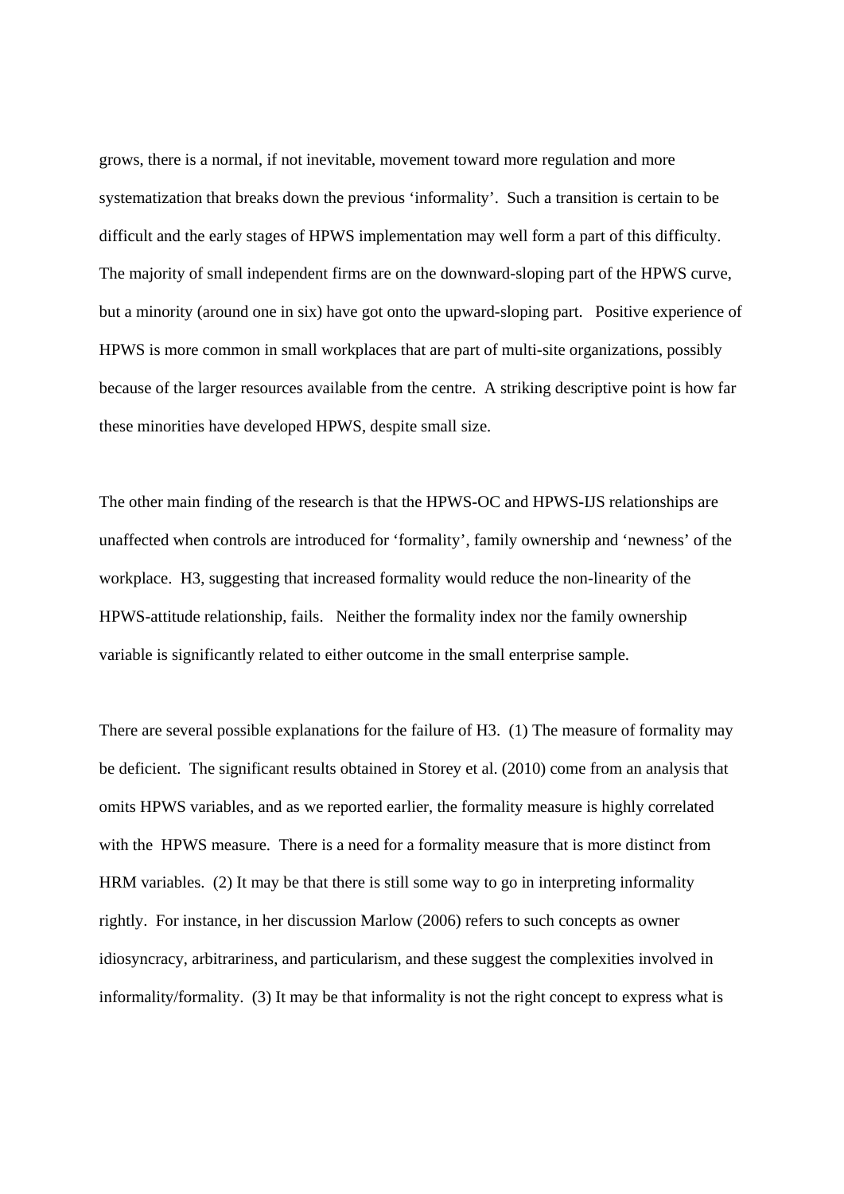grows, there is a normal, if not inevitable, movement toward more regulation and more systematization that breaks down the previous 'informality'. Such a transition is certain to be difficult and the early stages of HPWS implementation may well form a part of this difficulty. The majority of small independent firms are on the downward-sloping part of the HPWS curve, but a minority (around one in six) have got onto the upward-sloping part. Positive experience of HPWS is more common in small workplaces that are part of multi-site organizations, possibly because of the larger resources available from the centre. A striking descriptive point is how far these minorities have developed HPWS, despite small size.

The other main finding of the research is that the HPWS-OC and HPWS-IJS relationships are unaffected when controls are introduced for 'formality', family ownership and 'newness' of the workplace. H3, suggesting that increased formality would reduce the non-linearity of the HPWS-attitude relationship, fails. Neither the formality index nor the family ownership variable is significantly related to either outcome in the small enterprise sample.

There are several possible explanations for the failure of H3. (1) The measure of formality may be deficient. The significant results obtained in Storey et al. (2010) come from an analysis that omits HPWS variables, and as we reported earlier, the formality measure is highly correlated with the HPWS measure. There is a need for a formality measure that is more distinct from HRM variables. (2) It may be that there is still some way to go in interpreting informality rightly. For instance, in her discussion Marlow (2006) refers to such concepts as owner idiosyncracy, arbitrariness, and particularism, and these suggest the complexities involved in informality/formality. (3) It may be that informality is not the right concept to express what is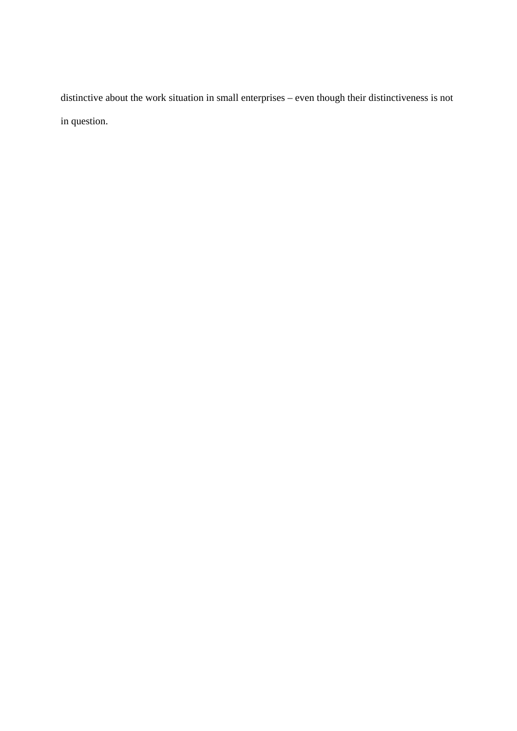distinctive about the work situation in small enterprises – even though their distinctiveness is not in question.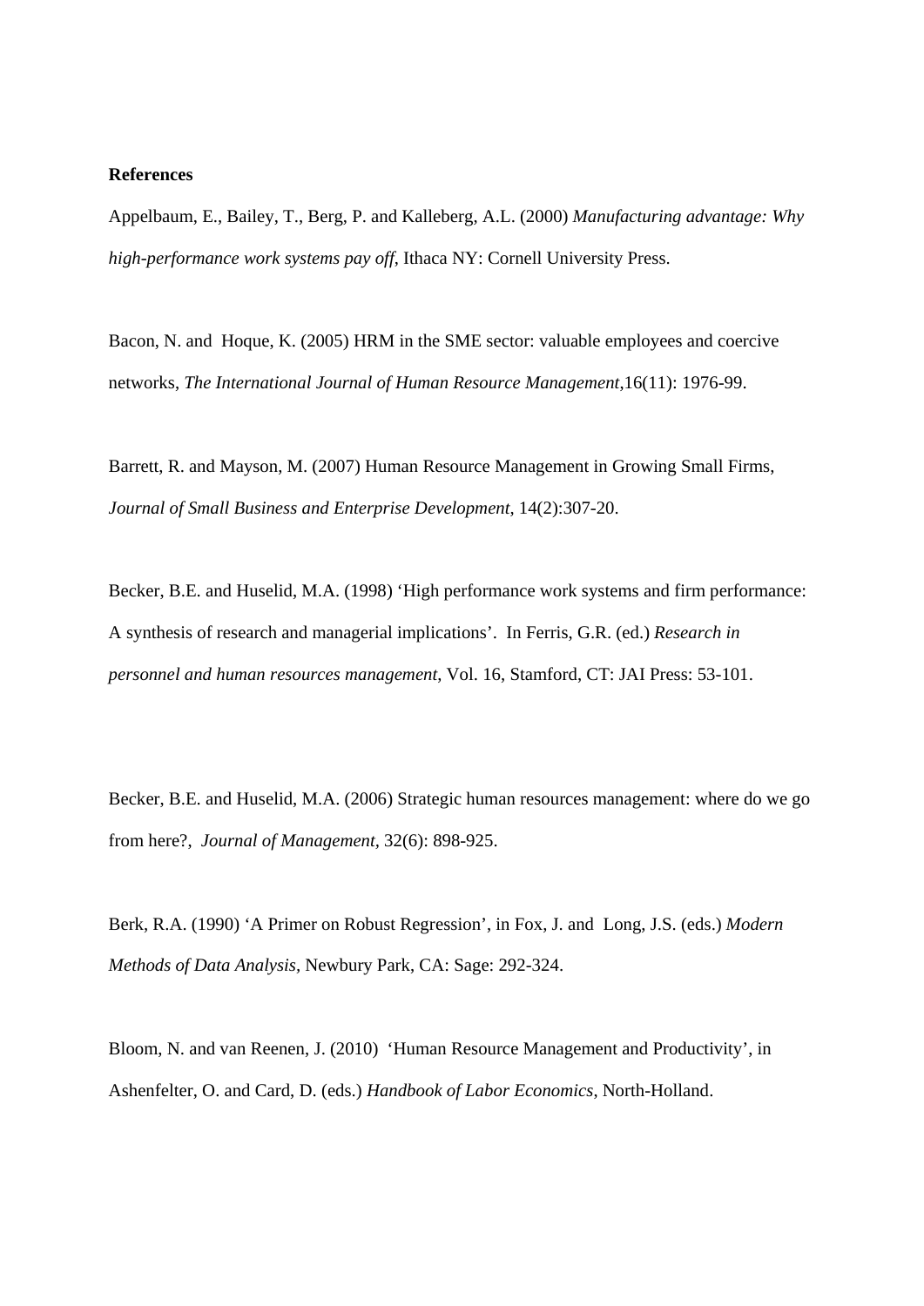**References**

Appelbaum, E., Bailey, T., Berg, P. and Kalleberg, A.L. (2000) *Manufacturing advantage: Why high-performance work systems pay off*, Ithaca NY: Cornell University Press.

Bacon, N. and Hoque, K. (2005) HRM in the SME sector: valuable employees and coercive networks, *The International Journal of Human Resource Management*,16(11): 1976-99.

Barrett, R. and Mayson, M. (2007) Human Resource Management in Growing Small Firms, *Journal of Small Business and Enterprise Development*, 14(2):307-20.

Becker, B.E. and Huselid, M.A. (1998) 'High performance work systems and firm performance: A synthesis of research and managerial implications'. In Ferris, G.R. (ed.) *Research in personnel and human resources management*, Vol. 16, Stamford, CT: JAI Press: 53-101.

Becker, B.E. and Huselid, M.A. (2006) Strategic human resources management: where do we go from here?, *Journal of Management*, 32(6): 898-925.

Berk, R.A. (1990) 'A Primer on Robust Regression', in Fox, J. and Long, J.S. (eds.) *Modern Methods of Data Analysis*, Newbury Park, CA: Sage: 292-324.

Bloom, N. and van Reenen, J. (2010) 'Human Resource Management and Productivity', in Ashenfelter, O. and Card, D. (eds.) *Handbook of Labor Economics*, North-Holland.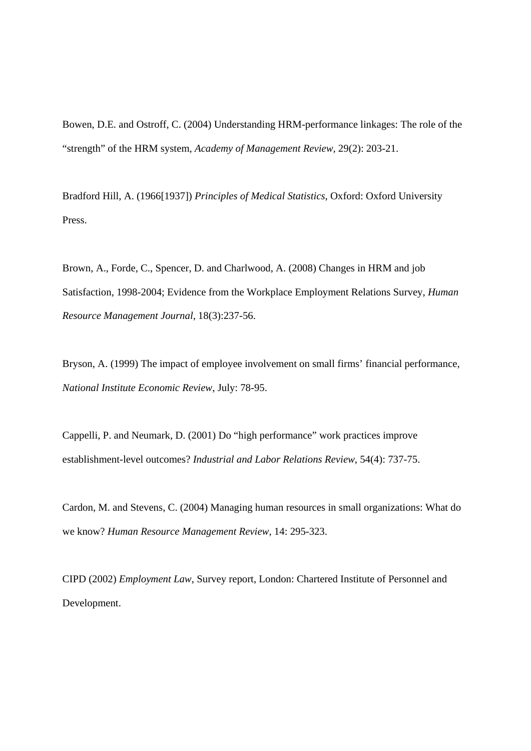Bowen, D.E. and Ostroff, C. (2004) Understanding HRM-performance linkages: The role of the “strength” of the HRM system, *Academy of Management Review*, 29(2): 203-21.

Bradford Hill, A. (1966[1937]) *Principles of Medical Statistics*, Oxford: Oxford University Press.

Brown, A., Forde, C., Spencer, D. and Charlwood, A. (2008) Changes in HRM and job Satisfaction, 1998-2004; Evidence from the Workplace Employment Relations Survey, *Human Resource Management Journal*, 18(3):237-56.

Bryson, A. (1999) The impact of employee involvement on small firms’ financial performance, *National Institute Economic Review*, July: 78-95.

Cappelli, P. and Neumark, D. (2001) Do “high performance” work practices improve establishment-level outcomes? *Industrial and Labor Relations Review*, 54(4): 737-75.

Cardon, M. and Stevens, C. (2004) Managing human resources in small organizations: What do we know? *Human Resource Management Review*, 14: 295-323.

CIPD (2002) *Employment Law*, Survey report, London: Chartered Institute of Personnel and Development.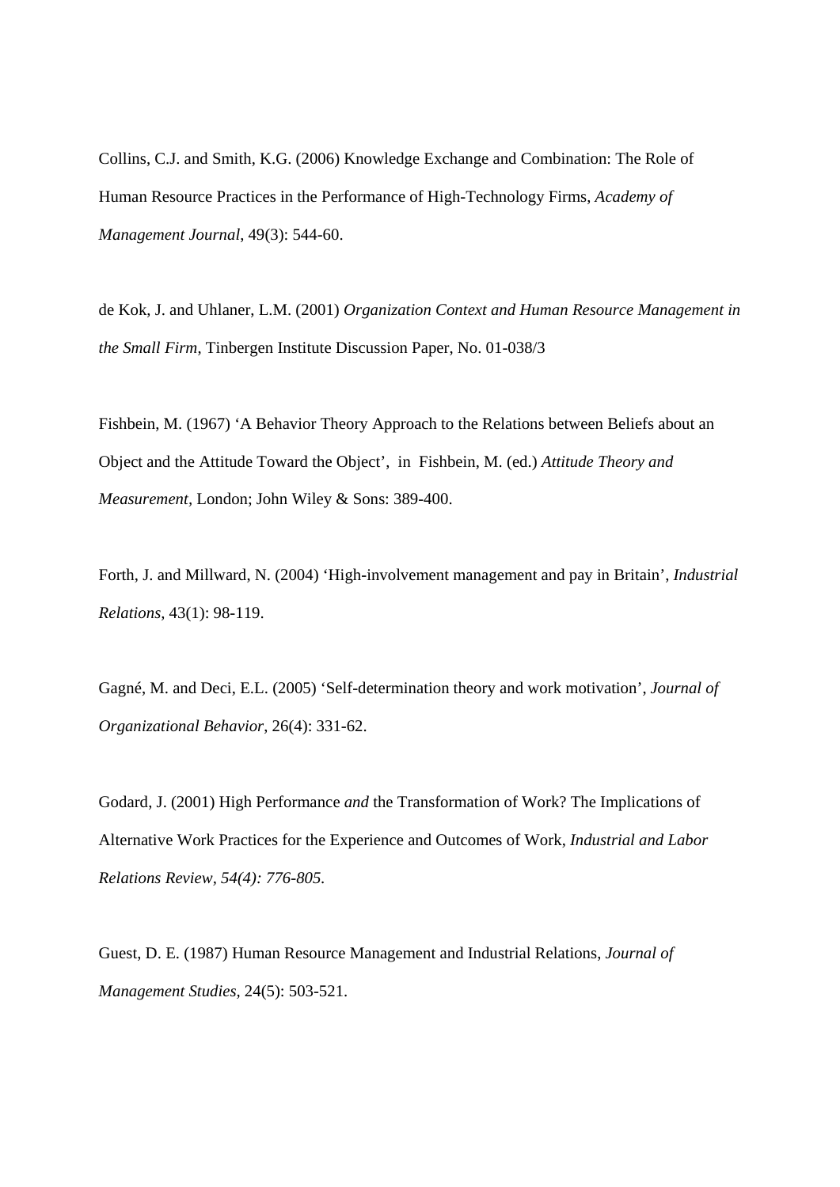Collins, C.J. and Smith, K.G. (2006) Knowledge Exchange and Combination: The Role of Human Resource Practices in the Performance of High-Technology Firms, *Academy of Management Journal*, 49(3): 544-60.

de Kok, J. and Uhlaner, L.M. (2001) *Organization Context and Human Resource Management in the Small Firm*, Tinbergen Institute Discussion Paper, No. 01-038/3

Fishbein, M. (1967) 'A Behavior Theory Approach to the Relations between Beliefs about an Object and the Attitude Toward the Object', in Fishbein, M. (ed.) *Attitude Theory and Measurement*, London; John Wiley & Sons: 389-400.

Forth, J. and Millward, N. (2004) 'High-involvement management and pay in Britain', *Industrial Relations*, 43(1): 98-119.

Gagné, M. and Deci, E.L. (2005) 'Self-determination theory and work motivation', *Journal of Organizational Behavior*, 26(4): 331-62.

Godard, J. (2001) High Performance *and* the Transformation of Work? The Implications of Alternative Work Practices for the Experience and Outcomes of Work, *Industrial and Labor Relations Review, 54(4): 776-805.*

Guest, D. E. (1987) Human Resource Management and Industrial Relations, *Journal of Management Studies*, 24(5): 503-521.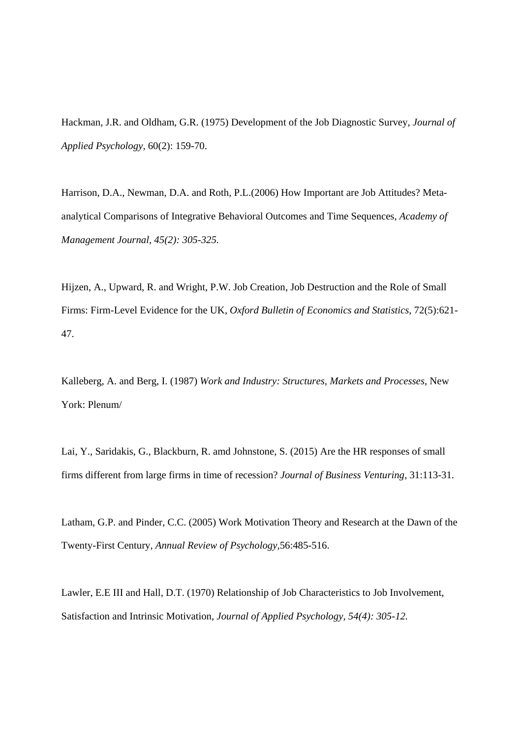Hackman, J.R. and Oldham, G.R. (1975) Development of the Job Diagnostic Survey, *Journal of Applied Psychology*, 60(2): 159-70.

Harrison, D.A., Newman, D.A. and Roth, P.L.(2006) How Important are Job Attitudes? Meta-analytical Comparisons of Integrative Behavioral Outcomes and Time Sequences, *Academy of Management Journal, 45(2): 305-325.*

Hijzen, A., Upward, R. and Wright, P.W. Job Creation, Job Destruction and the Role of Small Firms: Firm-Level Evidence for the UK, *Oxford Bulletin of Economics and Statistics*, 72(5):621-47.

Kalleberg, A. and Berg, I. (1987) *Work and Industry: Structures, Markets and Processes*, New York: Plenum/

Lai, Y., Saridakis, G., Blackburn, R. amd Johnstone, S. (2015) Are the HR responses of small firms different from large firms in time of recession? *Journal of Business Venturing*, 31:113-31.

Latham, G.P. and Pinder, C.C. (2005) Work Motivation Theory and Research at the Dawn of the Twenty-First Century, *Annual Review of Psychology*,56:485-516.

Lawler, E.E III and Hall, D.T. (1970) Relationship of Job Characteristics to Job Involvement, Satisfaction and Intrinsic Motivation, *Journal of Applied Psychology, 54(4): 305-12.*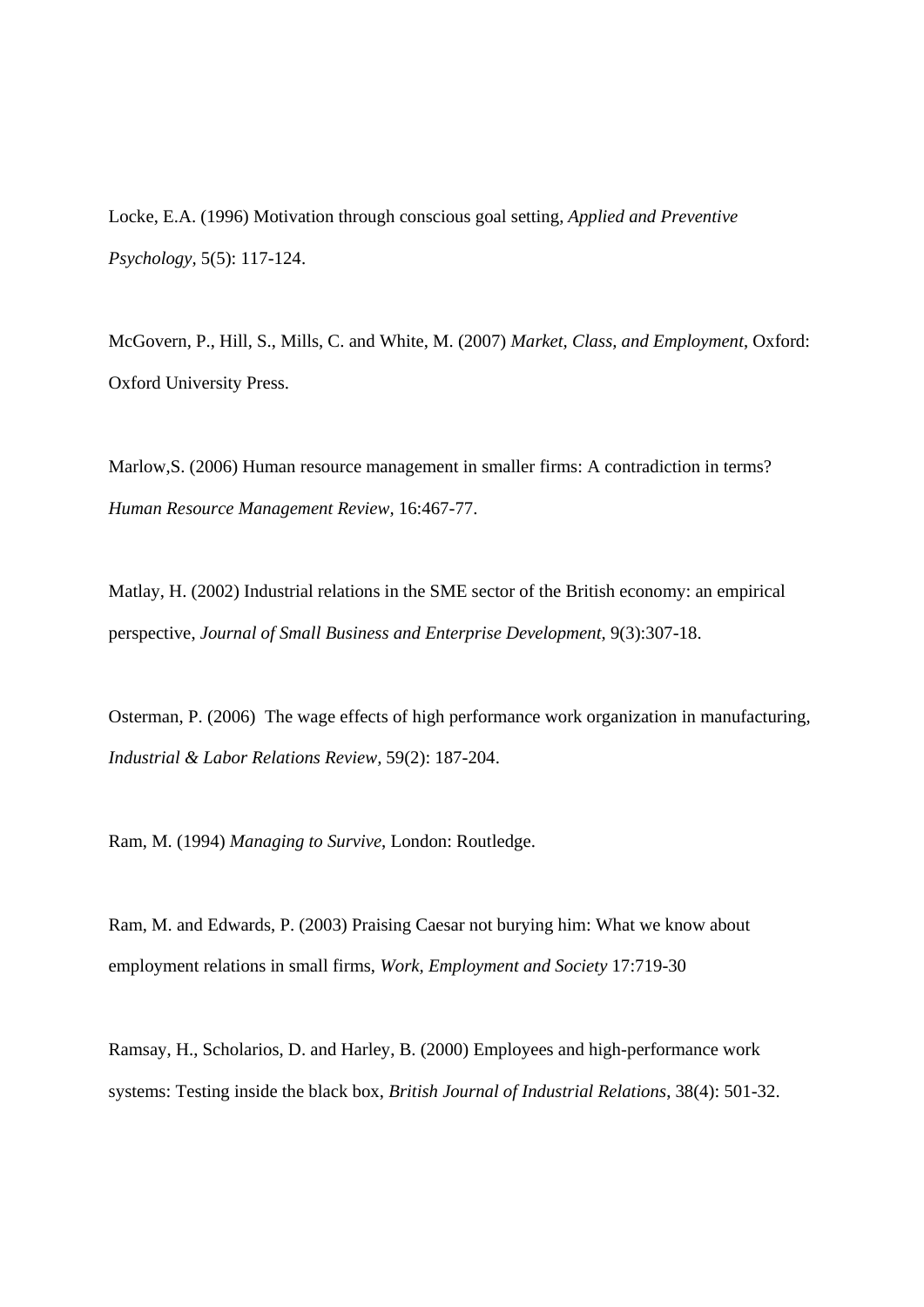Locke, E.A. (1996) Motivation through conscious goal setting, *Applied and Preventive Psychology*, 5(5): 117-124.

McGovern, P., Hill, S., Mills, C. and White, M. (2007) *Market, Class, and Employment*, Oxford: Oxford University Press.

Marlow,S. (2006) Human resource management in smaller firms: A contradiction in terms? *Human Resource Management Review,* 16:467-77.

Matlay, H. (2002) Industrial relations in the SME sector of the British economy: an empirical perspective, *Journal of Small Business and Enterprise Development,* 9(3):307-18.

Osterman, P. (2006) The wage effects of high performance work organization in manufacturing, *Industrial & Labor Relations Review,* 59(2): 187-204.

Ram, M. (1994) *Managing to Survive*, London: Routledge.

Ram, M. and Edwards, P. (2003) Praising Caesar not burying him: What we know about employment relations in small firms, *Work, Employment and Society* 17:719-30

Ramsay, H., Scholarios, D. and Harley, B. (2000) Employees and high-performance work systems: Testing inside the black box, *British Journal of Industrial Relations*, 38(4): 501-32.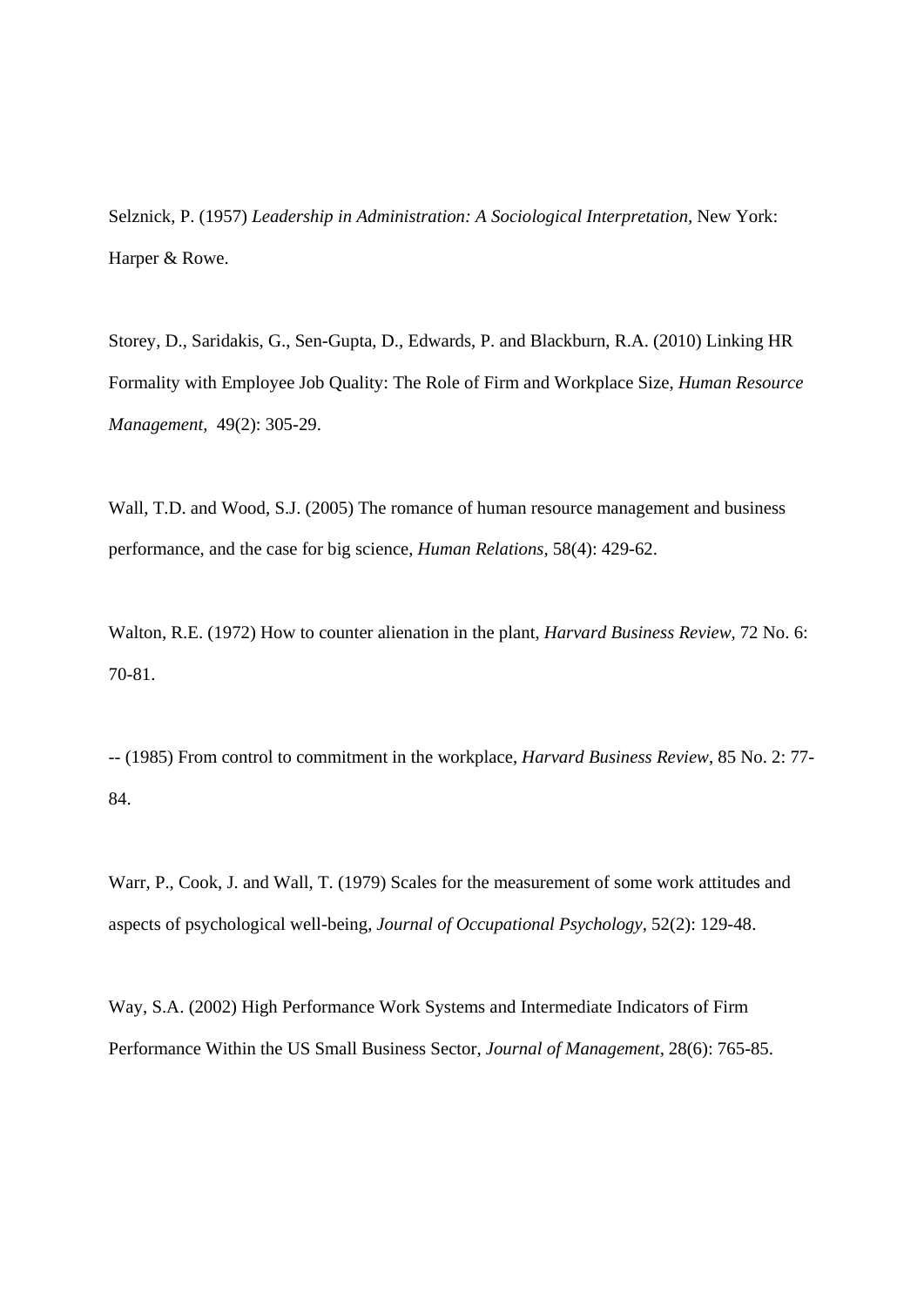Selznick, P. (1957) *Leadership in Administration: A Sociological Interpretation*, New York: Harper & Rowe.

Storey, D., Saridakis, G., Sen-Gupta, D., Edwards, P. and Blackburn, R.A. (2010) Linking HR Formality with Employee Job Quality: The Role of Firm and Workplace Size, *Human Resource Management*, 49(2): 305-29.

Wall, T.D. and Wood, S.J. (2005) The romance of human resource management and business performance, and the case for big science, *Human Relations*, 58(4): 429-62.

Walton, R.E. (1972) How to counter alienation in the plant, *Harvard Business Review*, 72 No. 6: 70-81.

-- (1985) From control to commitment in the workplace, *Harvard Business Review*, 85 No. 2: 77-84.

Warr, P., Cook, J. and Wall, T. (1979) Scales for the measurement of some work attitudes and aspects of psychological well-being, *Journal of Occupational Psychology*, 52(2): 129-48.

Way, S.A. (2002) High Performance Work Systems and Intermediate Indicators of Firm Performance Within the US Small Business Sector, *Journal of Management*, 28(6): 765-85.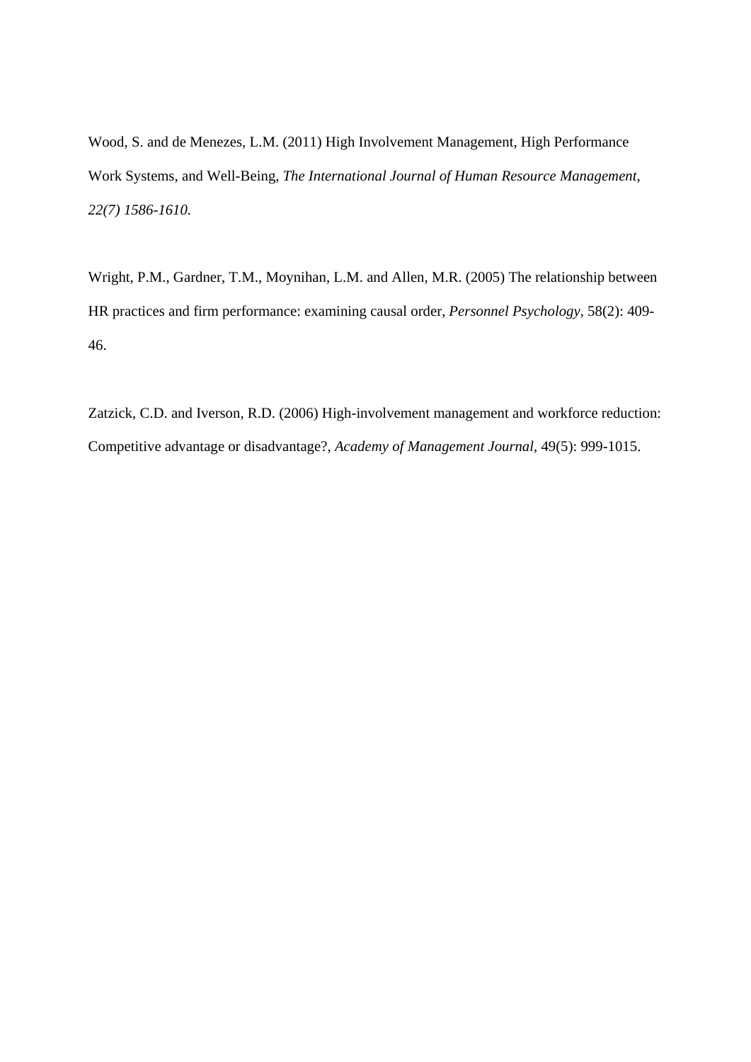Wood, S. and de Menezes, L.M. (2011) High Involvement Management, High Performance Work Systems, and Well-Being, *The International Journal of Human Resource Management, 22(7) 1586-1610.*

Wright, P.M., Gardner, T.M., Moynihan, L.M. and Allen, M.R. (2005) The relationship between HR practices and firm performance: examining causal order, *Personnel Psychology*, 58(2): 409-46.

Zatzick, C.D. and Iverson, R.D. (2006) High-involvement management and workforce reduction: Competitive advantage or disadvantage?, *Academy of Management Journal*, 49(5): 999-1015.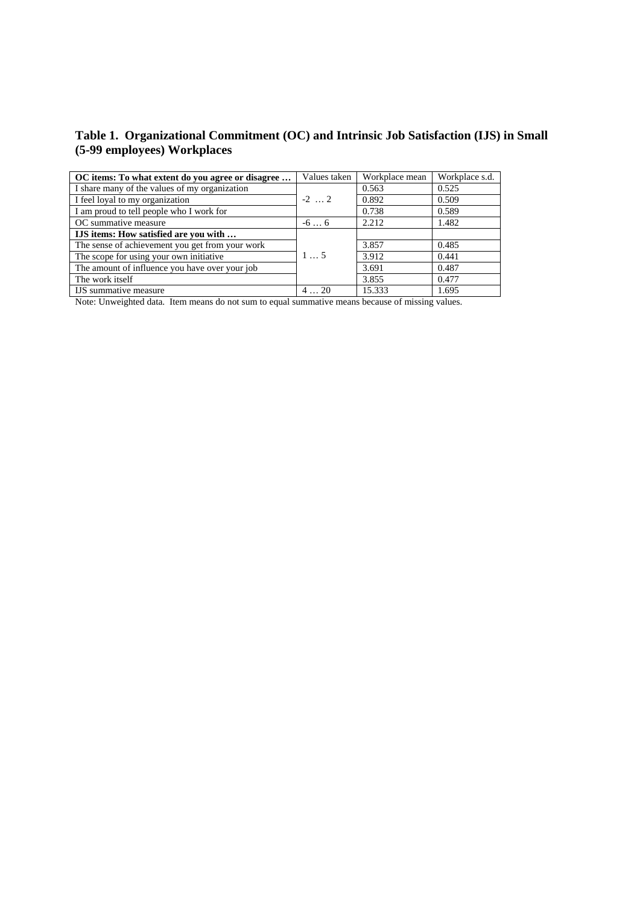**Table 1. Organizational Commitment (OC) and Intrinsic Job Satisfaction (IJS) in Small (5-99 employees) Workplaces**

| **OC items: To what extent do you agree or disagree …** | Values taken | Workplace mean | Workplace s.d. |
|---|---|---|---|
| I share many of the values of my organization | -2 … 2 | 0.563 | 0.525 |
| I feel loyal to my organization | | 0.892 | 0.509 |
| I am proud to tell people who I work for | | 0.738 | 0.589 |
| OC summative measure | -6 … 6 | 2.212 | 1.482 |
| **IJS items: How satisfied are you with …** | | | |
| The sense of achievement you get from your work | 1 … 5 | 3.857 | 0.485 |
| The scope for using your own initiative | | 3.912 | 0.441 |
| The amount of influence you have over your job | | 3.691 | 0.487 |
| The work itself | | 3.855 | 0.477 |
| IJS summative measure | 4 … 20 | 15.333 | 1.695 |

Note: Unweighted data. Item means do not sum to equal summative means because of missing values.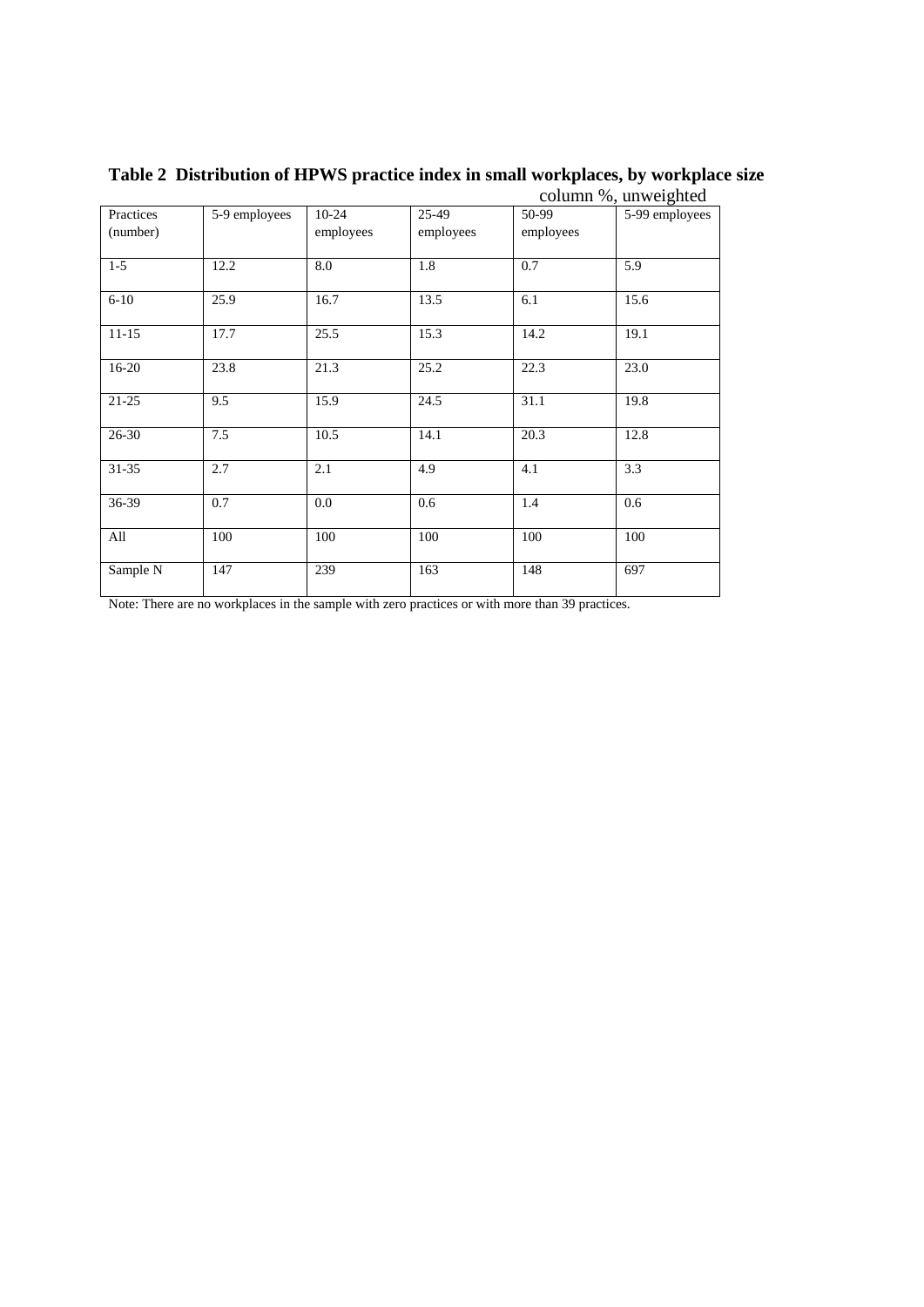**Table 2 Distribution of HPWS practice index in small workplaces, by workplace size**

column %, unweighted

| Practices (number) | 5-9 employees | 10-24 employees | 25-49 employees | 50-99 employees | 5-99 employees |
|---|---|---|---|---|---|
| 1-5 | 12.2 | 8.0 | 1.8 | 0.7 | 5.9 |
| 6-10 | 25.9 | 16.7 | 13.5 | 6.1 | 15.6 |
| 11-15 | 17.7 | 25.5 | 15.3 | 14.2 | 19.1 |
| 16-20 | 23.8 | 21.3 | 25.2 | 22.3 | 23.0 |
| 21-25 | 9.5 | 15.9 | 24.5 | 31.1 | 19.8 |
| 26-30 | 7.5 | 10.5 | 14.1 | 20.3 | 12.8 |
| 31-35 | 2.7 | 2.1 | 4.9 | 4.1 | 3.3 |
| 36-39 | 0.7 | 0.0 | 0.6 | 1.4 | 0.6 |
| All | 100 | 100 | 100 | 100 | 100 |
| Sample N | 147 | 239 | 163 | 148 | 697 |

Note: There are no workplaces in the sample with zero practices or with more than 39 practices.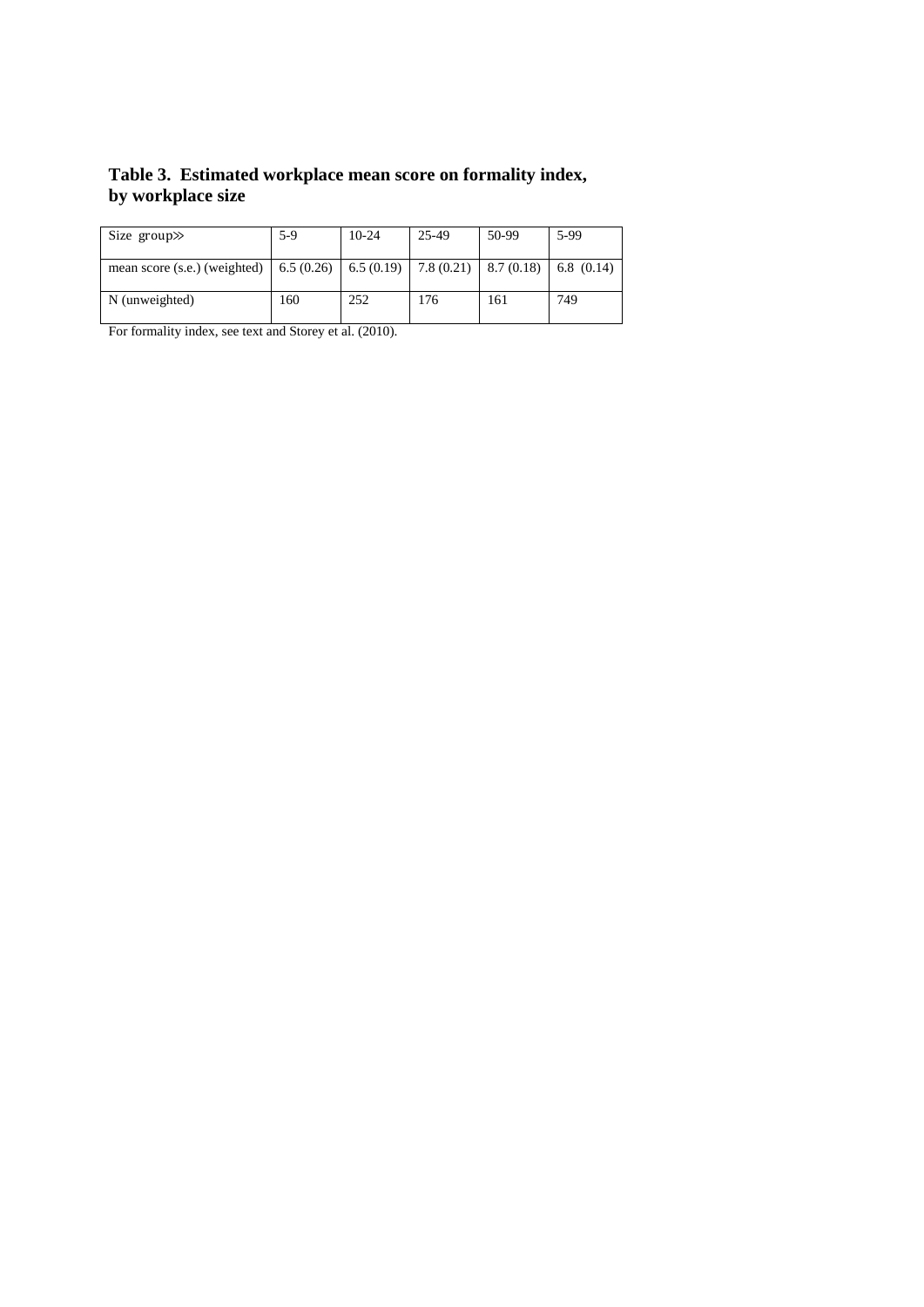## Table 3. Estimated workplace mean score on formality index, by workplace size

| Size group≫ | 5-9 | 10-24 | 25-49 | 50-99 | 5-99 |
|---|---|---|---|---|---|
| mean score (s.e.) (weighted) | 6.5 (0.26) | 6.5 (0.19) | 7.8 (0.21) | 8.7 (0.18) | 6.8 (0.14) |
| N (unweighted) | 160 | 252 | 176 | 161 | 749 |

For formality index, see text and Storey et al. (2010).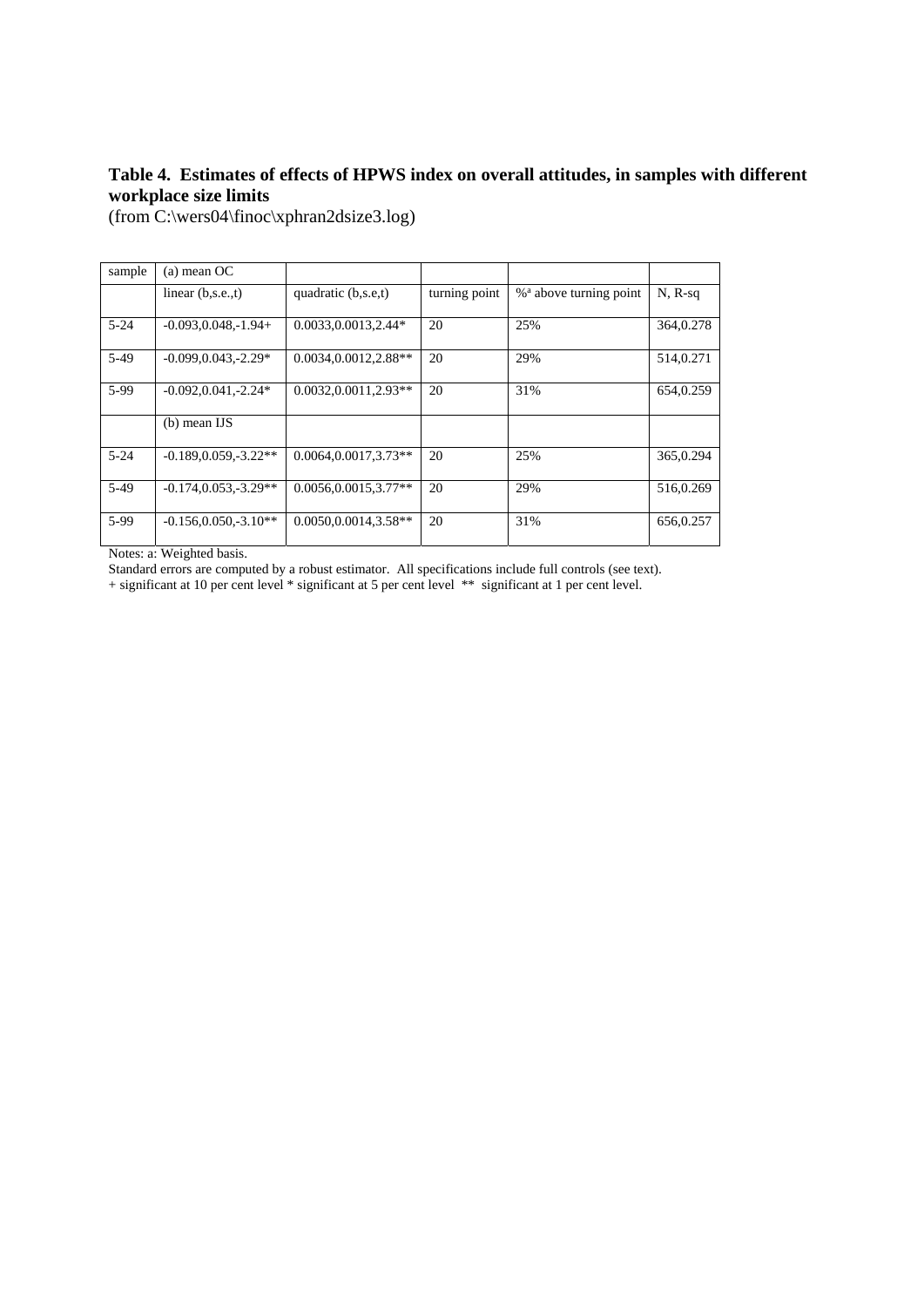**Table 4. Estimates of effects of HPWS index on overall attitudes, in samples with different workplace size limits**

(from C:\wers04\finoc\xphran2dsize3.log)

| sample | (a) mean OC | | | | |
|---|---|---|---|---|---|
| | linear (b,s.e.,t) | quadratic (b,s.e,t) | turning point | %[a] above turning point | N, R-sq |
| 5-24 | -0.093,0.048,-1.94+ | 0.0033,0.0013,2.44* | 20 | 25% | 364,0.278 |
| 5-49 | -0.099,0.043,-2.29* | 0.0034,0.0012,2.88** | 20 | 29% | 514,0.271 |
| 5-99 | -0.092,0.041,-2.24* | 0.0032,0.0011,2.93** | 20 | 31% | 654,0.259 |
| | (b) mean IJS | | | | |
| 5-24 | -0.189,0.059,-3.22** | 0.0064,0.0017,3.73** | 20 | 25% | 365,0.294 |
| 5-49 | -0.174,0.053,-3.29** | 0.0056,0.0015,3.77** | 20 | 29% | 516,0.269 |
| 5-99 | -0.156,0.050,-3.10** | 0.0050,0.0014,3.58** | 20 | 31% | 656,0.257 |

Notes: a: Weighted basis.

Standard errors are computed by a robust estimator. All specifications include full controls (see text).

+ significant at 10 per cent level * significant at 5 per cent level ** significant at 1 per cent level.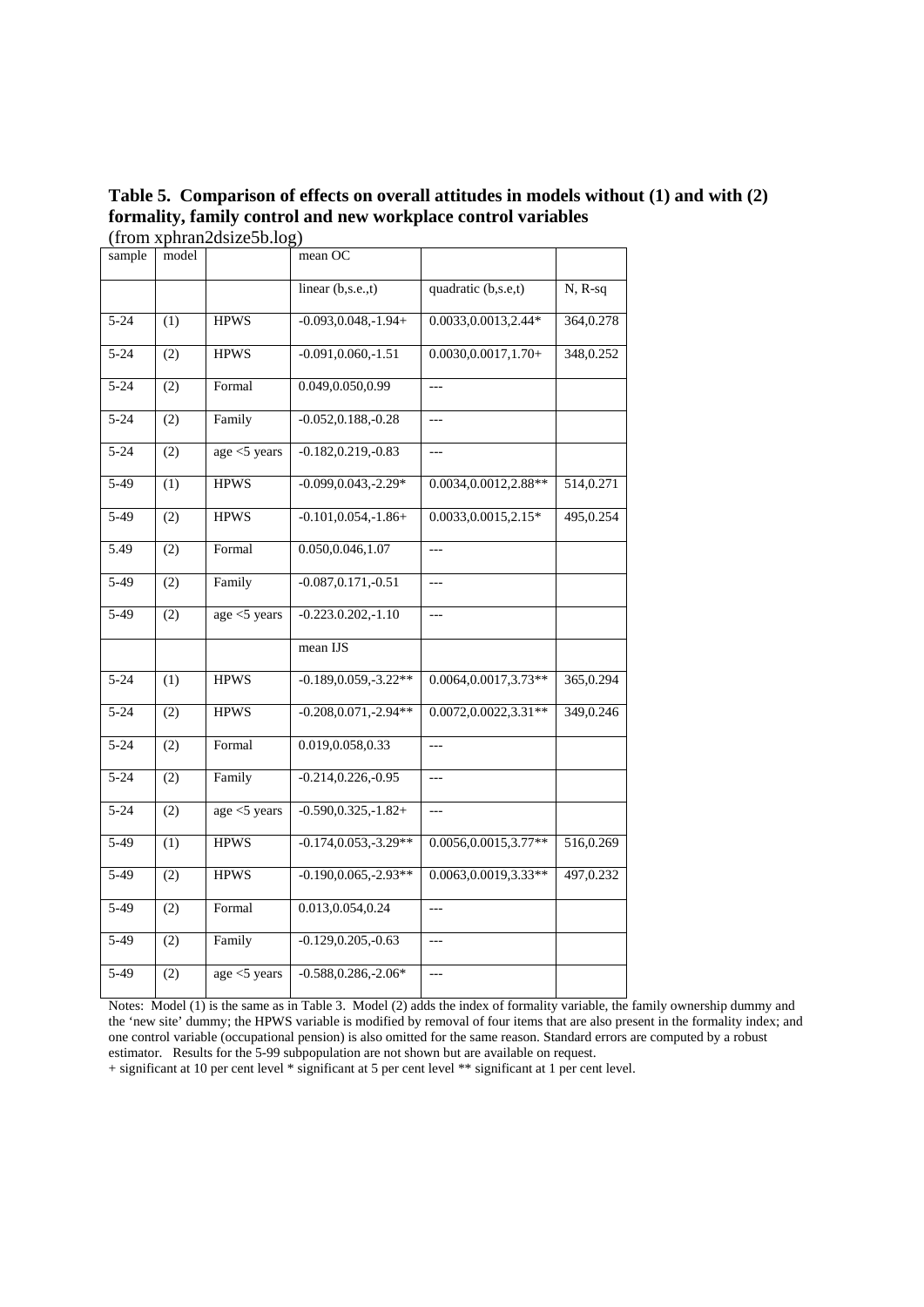**Table 5. Comparison of effects on overall attitudes in models without (1) and with (2) formality, family control and new workplace control variables**

(from xphran2dsize5b.log)

| sample | model | | mean OC | | |
|---|---|---|---|---|---|
| | | | linear (b,s.e.,t) | quadratic (b,s.e,t) | N, R-sq |
| 5-24 | (1) | HPWS | -0.093,0.048,-1.94+ | 0.0033,0.0013,2.44* | 364,0.278 |
| 5-24 | (2) | HPWS | -0.091,0.060,-1.51 | 0.0030,0.0017,1.70+ | 348,0.252 |
| 5-24 | (2) | Formal | 0.049,0.050,0.99 | --- | |
| 5-24 | (2) | Family | -0.052,0.188,-0.28 | --- | |
| 5-24 | (2) | age <5 years | -0.182,0.219,-0.83 | --- | |
| 5-49 | (1) | HPWS | -0.099,0.043,-2.29* | 0.0034,0.0012,2.88** | 514,0.271 |
| 5-49 | (2) | HPWS | -0.101,0.054,-1.86+ | 0.0033,0.0015,2.15* | 495,0.254 |
| 5.49 | (2) | Formal | 0.050,0.046,1.07 | --- | |
| 5-49 | (2) | Family | -0.087,0.171,-0.51 | --- | |
| 5-49 | (2) | age <5 years | -0.223.0.202,-1.10 | --- | |
| | | | mean IJS | | |
| 5-24 | (1) | HPWS | -0.189,0.059,-3.22** | 0.0064,0.0017,3.73** | 365,0.294 |
| 5-24 | (2) | HPWS | -0.208,0.071,-2.94** | 0.0072,0.0022,3.31** | 349,0.246 |
| 5-24 | (2) | Formal | 0.019,0.058,0.33 | --- | |
| 5-24 | (2) | Family | -0.214,0.226,-0.95 | --- | |
| 5-24 | (2) | age <5 years | -0.590,0.325,-1.82+ | --- | |
| 5-49 | (1) | HPWS | -0.174,0.053,-3.29** | 0.0056,0.0015,3.77** | 516,0.269 |
| 5-49 | (2) | HPWS | -0.190,0.065,-2.93** | 0.0063,0.0019,3.33** | 497,0.232 |
| 5-49 | (2) | Formal | 0.013,0.054,0.24 | --- | |
| 5-49 | (2) | Family | -0.129,0.205,-0.63 | --- | |
| 5-49 | (2) | age <5 years | -0.588,0.286,-2.06* | --- | |

Notes: Model (1) is the same as in Table 3. Model (2) adds the index of formality variable, the family ownership dummy and the 'new site' dummy; the HPWS variable is modified by removal of four items that are also present in the formality index; and one control variable (occupational pension) is also omitted for the same reason. Standard errors are computed by a robust estimator. Results for the 5-99 subpopulation are not shown but are available on request.

+ significant at 10 per cent level * significant at 5 per cent level ** significant at 1 per cent level.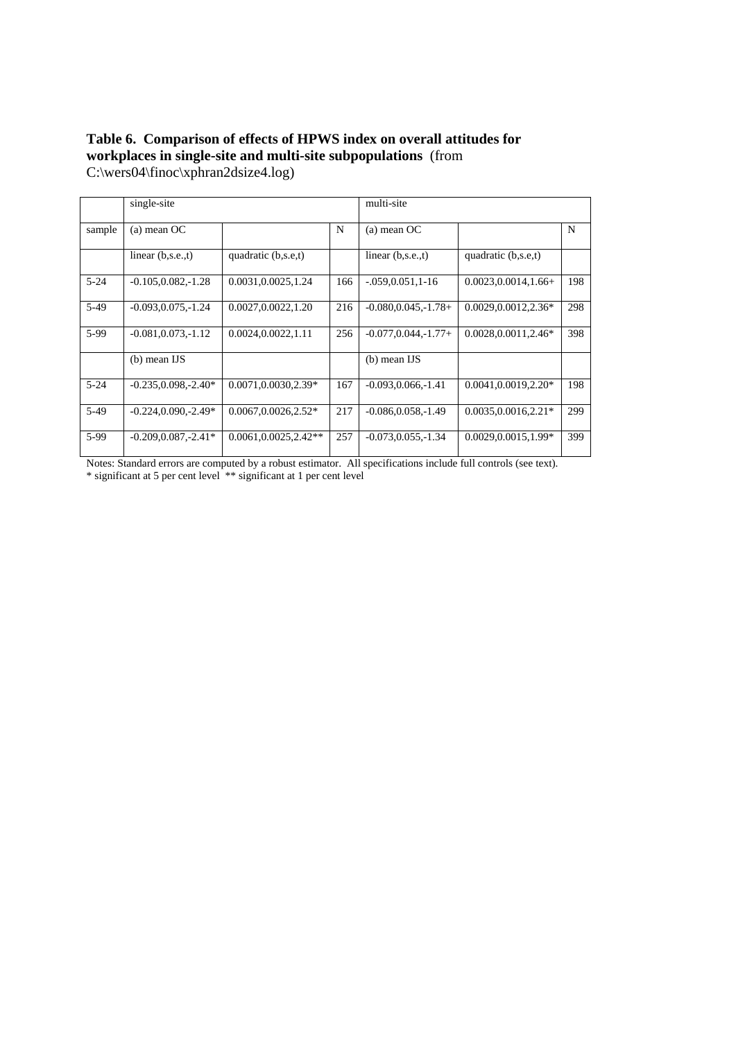**Table 6. Comparison of effects of HPWS index on overall attitudes for workplaces in single-site and multi-site subpopulations** (from C:\wers04\finoc\xphran2dsize4.log)

| | single-site | | | multi-site | | |
|---|---|---|---|---|---|---|
| sample | (a) mean OC | | N | (a) mean OC | | N |
| | linear (b,s.e.,t) | quadratic (b,s.e,t) | | linear (b,s.e.,t) | quadratic (b,s.e,t) | |
| 5-24 | -0.105,0.082,-1.28 | 0.0031,0.0025,1.24 | 166 | -.059,0.051,1-16 | 0.0023,0.0014,1.66+ | 198 |
| 5-49 | -0.093,0.075,-1.24 | 0.0027,0.0022,1.20 | 216 | -0.080,0.045,-1.78+ | 0.0029,0.0012,2.36* | 298 |
| 5-99 | -0.081,0.073,-1.12 | 0.0024,0.0022,1.11 | 256 | -0.077,0.044,-1.77+ | 0.0028,0.0011,2.46* | 398 |
| | (b) mean IJS | | | (b) mean IJS | | |
| 5-24 | -0.235,0.098,-2.40* | 0.0071,0.0030,2.39* | 167 | -0.093,0.066,-1.41 | 0.0041,0.0019,2.20* | 198 |
| 5-49 | -0.224,0.090,-2.49* | 0.0067,0.0026,2.52* | 217 | -0.086,0.058,-1.49 | 0.0035,0.0016,2.21* | 299 |
| 5-99 | -0.209,0.087,-2.41* | 0.0061,0.0025,2.42** | 257 | -0.073,0.055,-1.34 | 0.0029,0.0015,1.99* | 399 |

Notes: Standard errors are computed by a robust estimator. All specifications include full controls (see text).
* significant at 5 per cent level ** significant at 1 per cent level